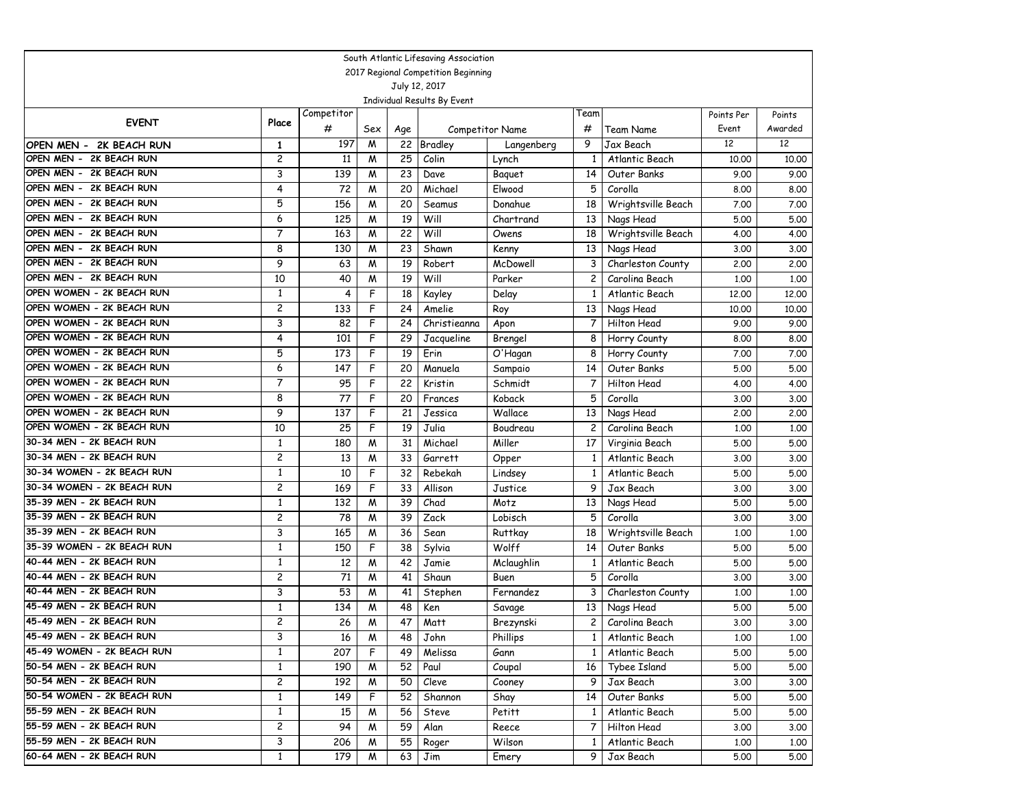South Atlantic Lifesaving Association

2017 Regional Competition Beginning

July 12, 2017

Individual Results By Event

| EVENT | Place | Competitor # | Sex | Age | Competitor Name | | Team # | Team Name | Points Per Event | Points Awarded |
|---|---|---|---|---|---|---|---|---|---|---|
| OPEN MEN - 2K BEACH RUN | 1 | 197 | M | 22 | Bradley | Langenberg | 9 | Jax Beach | 12 | 12 |
| OPEN MEN - 2K BEACH RUN | 2 | 11 | M | 25 | Colin | Lynch | 1 | Atlantic Beach | 10.00 | 10.00 |
| OPEN MEN - 2K BEACH RUN | 3 | 139 | M | 23 | Dave | Baquet | 14 | Outer Banks | 9.00 | 9.00 |
| OPEN MEN - 2K BEACH RUN | 4 | 72 | M | 20 | Michael | Elwood | 5 | Corolla | 8.00 | 8.00 |
| OPEN MEN - 2K BEACH RUN | 5 | 156 | M | 20 | Seamus | Donahue | 18 | Wrightsville Beach | 7.00 | 7.00 |
| OPEN MEN - 2K BEACH RUN | 6 | 125 | M | 19 | Will | Chartrand | 13 | Nags Head | 5.00 | 5.00 |
| OPEN MEN - 2K BEACH RUN | 7 | 163 | M | 22 | Will | Owens | 18 | Wrightsville Beach | 4.00 | 4.00 |
| OPEN MEN - 2K BEACH RUN | 8 | 130 | M | 23 | Shawn | Kenny | 13 | Nags Head | 3.00 | 3.00 |
| OPEN MEN - 2K BEACH RUN | 9 | 63 | M | 19 | Robert | McDowell | 3 | Charleston County | 2.00 | 2.00 |
| OPEN MEN - 2K BEACH RUN | 10 | 40 | M | 19 | Will | Parker | 2 | Carolina Beach | 1.00 | 1.00 |
| OPEN WOMEN - 2K BEACH RUN | 1 | 4 | F | 18 | Kayley | Delay | 1 | Atlantic Beach | 12.00 | 12.00 |
| OPEN WOMEN - 2K BEACH RUN | 2 | 133 | F | 24 | Amelie | Roy | 13 | Nags Head | 10.00 | 10.00 |
| OPEN WOMEN - 2K BEACH RUN | 3 | 82 | F | 24 | Christieanna | Apon | 7 | Hilton Head | 9.00 | 9.00 |
| OPEN WOMEN - 2K BEACH RUN | 4 | 101 | F | 29 | Jacqueline | Brengel | 8 | Horry County | 8.00 | 8.00 |
| OPEN WOMEN - 2K BEACH RUN | 5 | 173 | F | 19 | Erin | O'Hagan | 8 | Horry County | 7.00 | 7.00 |
| OPEN WOMEN - 2K BEACH RUN | 6 | 147 | F | 20 | Manuela | Sampaio | 14 | Outer Banks | 5.00 | 5.00 |
| OPEN WOMEN - 2K BEACH RUN | 7 | 95 | F | 22 | Kristin | Schmidt | 7 | Hilton Head | 4.00 | 4.00 |
| OPEN WOMEN - 2K BEACH RUN | 8 | 77 | F | 20 | Frances | Koback | 5 | Corolla | 3.00 | 3.00 |
| OPEN WOMEN - 2K BEACH RUN | 9 | 137 | F | 21 | Jessica | Wallace | 13 | Nags Head | 2.00 | 2.00 |
| OPEN WOMEN - 2K BEACH RUN | 10 | 25 | F | 19 | Julia | Boudreau | 2 | Carolina Beach | 1.00 | 1.00 |
| 30-34 MEN - 2K BEACH RUN | 1 | 180 | M | 31 | Michael | Miller | 17 | Virginia Beach | 5.00 | 5.00 |
| 30-34 MEN - 2K BEACH RUN | 2 | 13 | M | 33 | Garrett | Opper | 1 | Atlantic Beach | 3.00 | 3.00 |
| 30-34 WOMEN - 2K BEACH RUN | 1 | 10 | F | 32 | Rebekah | Lindsey | 1 | Atlantic Beach | 5.00 | 5.00 |
| 30-34 WOMEN - 2K BEACH RUN | 2 | 169 | F | 33 | Allison | Justice | 9 | Jax Beach | 3.00 | 3.00 |
| 35-39 MEN - 2K BEACH RUN | 1 | 132 | M | 39 | Chad | Motz | 13 | Nags Head | 5.00 | 5.00 |
| 35-39 MEN - 2K BEACH RUN | 2 | 78 | M | 39 | Zack | Lobisch | 5 | Corolla | 3.00 | 3.00 |
| 35-39 MEN - 2K BEACH RUN | 3 | 165 | M | 36 | Sean | Ruttkay | 18 | Wrightsville Beach | 1.00 | 1.00 |
| 35-39 WOMEN - 2K BEACH RUN | 1 | 150 | F | 38 | Sylvia | Wolff | 14 | Outer Banks | 5.00 | 5.00 |
| 40-44 MEN - 2K BEACH RUN | 1 | 12 | M | 42 | Jamie | Mclaughlin | 1 | Atlantic Beach | 5.00 | 5.00 |
| 40-44 MEN - 2K BEACH RUN | 2 | 71 | M | 41 | Shaun | Buen | 5 | Corolla | 3.00 | 3.00 |
| 40-44 MEN - 2K BEACH RUN | 3 | 53 | M | 41 | Stephen | Fernandez | 3 | Charleston County | 1.00 | 1.00 |
| 45-49 MEN - 2K BEACH RUN | 1 | 134 | M | 48 | Ken | Savage | 13 | Nags Head | 5.00 | 5.00 |
| 45-49 MEN - 2K BEACH RUN | 2 | 26 | M | 47 | Matt | Brezynski | 2 | Carolina Beach | 3.00 | 3.00 |
| 45-49 MEN - 2K BEACH RUN | 3 | 16 | M | 48 | John | Phillips | 1 | Atlantic Beach | 1.00 | 1.00 |
| 45-49 WOMEN - 2K BEACH RUN | 1 | 207 | F | 49 | Melissa | Gann | 1 | Atlantic Beach | 5.00 | 5.00 |
| 50-54 MEN - 2K BEACH RUN | 1 | 190 | M | 52 | Paul | Coupal | 16 | Tybee Island | 5.00 | 5.00 |
| 50-54 MEN - 2K BEACH RUN | 2 | 192 | M | 50 | Cleve | Cooney | 9 | Jax Beach | 3.00 | 3.00 |
| 50-54 WOMEN - 2K BEACH RUN | 1 | 149 | F | 52 | Shannon | Shay | 14 | Outer Banks | 5.00 | 5.00 |
| 55-59 MEN - 2K BEACH RUN | 1 | 15 | M | 56 | Steve | Petitt | 1 | Atlantic Beach | 5.00 | 5.00 |
| 55-59 MEN - 2K BEACH RUN | 2 | 94 | M | 59 | Alan | Reece | 7 | Hilton Head | 3.00 | 3.00 |
| 55-59 MEN - 2K BEACH RUN | 3 | 206 | M | 55 | Roger | Wilson | 1 | Atlantic Beach | 1.00 | 1.00 |
| 60-64 MEN - 2K BEACH RUN | 1 | 179 | M | 63 | Jim | Emery | 9 | Jax Beach | 5.00 | 5.00 |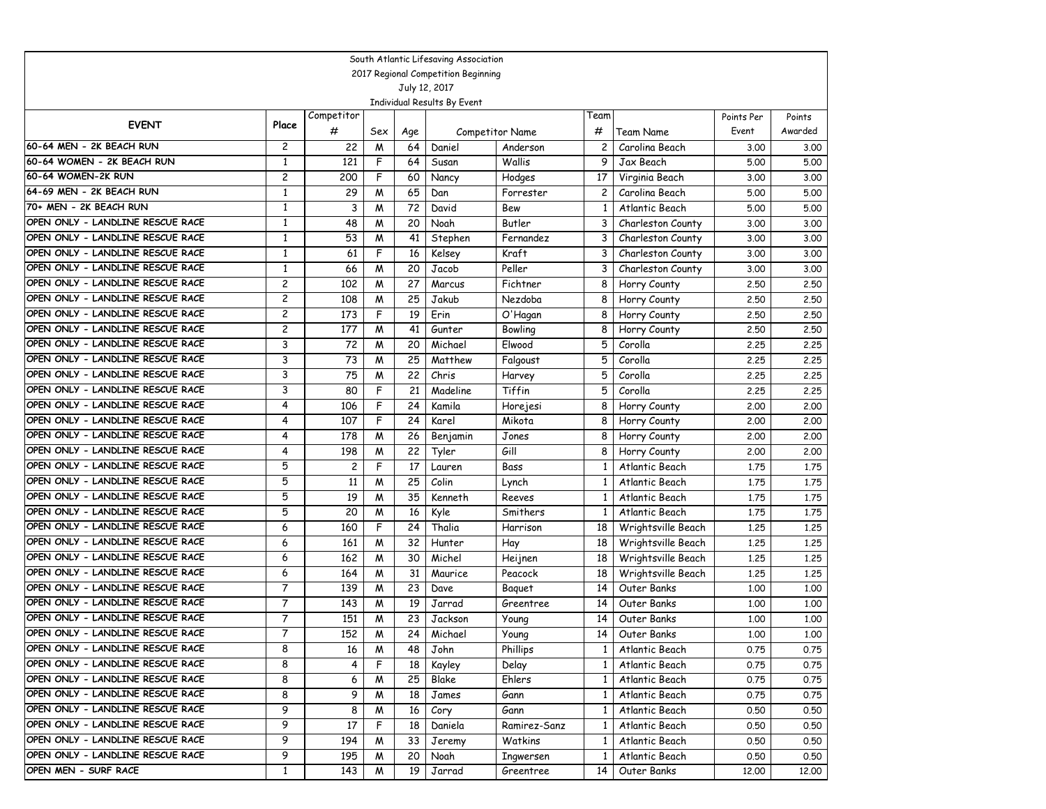South Atlantic Lifesaving Association

2017 Regional Competition Beginning

July 12, 2017

Individual Results By Event

| EVENT | Place | Competitor # | Sex | Age | Competitor Name | | Team # | Team Name | Points Per Event | Points Awarded |
|---|---|---|---|---|---|---|---|---|---|---|
| 60-64 MEN - 2K BEACH RUN | 2 | 22 | M | 64 | Daniel | Anderson | 2 | Carolina Beach | 3.00 | 3.00 |
| 60-64 WOMEN - 2K BEACH RUN | 1 | 121 | F | 64 | Susan | Wallis | 9 | Jax Beach | 5.00 | 5.00 |
| 60-64 WOMEN-2K RUN | 2 | 200 | F | 60 | Nancy | Hodges | 17 | Virginia Beach | 3.00 | 3.00 |
| 64-69 MEN - 2K BEACH RUN | 1 | 29 | M | 65 | Dan | Forrester | 2 | Carolina Beach | 5.00 | 5.00 |
| 70+ MEN - 2K BEACH RUN | 1 | 3 | M | 72 | David | Bew | 1 | Atlantic Beach | 5.00 | 5.00 |
| OPEN ONLY - LANDLINE RESCUE RACE | 1 | 48 | M | 20 | Noah | Butler | 3 | Charleston County | 3.00 | 3.00 |
| OPEN ONLY - LANDLINE RESCUE RACE | 1 | 53 | M | 41 | Stephen | Fernandez | 3 | Charleston County | 3.00 | 3.00 |
| OPEN ONLY - LANDLINE RESCUE RACE | 1 | 61 | F | 16 | Kelsey | Kraft | 3 | Charleston County | 3.00 | 3.00 |
| OPEN ONLY - LANDLINE RESCUE RACE | 1 | 66 | M | 20 | Jacob | Peller | 3 | Charleston County | 3.00 | 3.00 |
| OPEN ONLY - LANDLINE RESCUE RACE | 2 | 102 | M | 27 | Marcus | Fichtner | 8 | Horry County | 2.50 | 2.50 |
| OPEN ONLY - LANDLINE RESCUE RACE | 2 | 108 | M | 25 | Jakub | Nezdoba | 8 | Horry County | 2.50 | 2.50 |
| OPEN ONLY - LANDLINE RESCUE RACE | 2 | 173 | F | 19 | Erin | O'Hagan | 8 | Horry County | 2.50 | 2.50 |
| OPEN ONLY - LANDLINE RESCUE RACE | 2 | 177 | M | 41 | Gunter | Bowling | 8 | Horry County | 2.50 | 2.50 |
| OPEN ONLY - LANDLINE RESCUE RACE | 3 | 72 | M | 20 | Michael | Elwood | 5 | Corolla | 2.25 | 2.25 |
| OPEN ONLY - LANDLINE RESCUE RACE | 3 | 73 | M | 25 | Matthew | Falgoust | 5 | Corolla | 2.25 | 2.25 |
| OPEN ONLY - LANDLINE RESCUE RACE | 3 | 75 | M | 22 | Chris | Harvey | 5 | Corolla | 2.25 | 2.25 |
| OPEN ONLY - LANDLINE RESCUE RACE | 3 | 80 | F | 21 | Madeline | Tiffin | 5 | Corolla | 2.25 | 2.25 |
| OPEN ONLY - LANDLINE RESCUE RACE | 4 | 106 | F | 24 | Kamila | Horejesi | 8 | Horry County | 2.00 | 2.00 |
| OPEN ONLY - LANDLINE RESCUE RACE | 4 | 107 | F | 24 | Karel | Mikota | 8 | Horry County | 2.00 | 2.00 |
| OPEN ONLY - LANDLINE RESCUE RACE | 4 | 178 | M | 26 | Benjamin | Jones | 8 | Horry County | 2.00 | 2.00 |
| OPEN ONLY - LANDLINE RESCUE RACE | 4 | 198 | M | 22 | Tyler | Gill | 8 | Horry County | 2.00 | 2.00 |
| OPEN ONLY - LANDLINE RESCUE RACE | 5 | 2 | F | 17 | Lauren | Bass | 1 | Atlantic Beach | 1.75 | 1.75 |
| OPEN ONLY - LANDLINE RESCUE RACE | 5 | 11 | M | 25 | Colin | Lynch | 1 | Atlantic Beach | 1.75 | 1.75 |
| OPEN ONLY - LANDLINE RESCUE RACE | 5 | 19 | M | 35 | Kenneth | Reeves | 1 | Atlantic Beach | 1.75 | 1.75 |
| OPEN ONLY - LANDLINE RESCUE RACE | 5 | 20 | M | 16 | Kyle | Smithers | 1 | Atlantic Beach | 1.75 | 1.75 |
| OPEN ONLY - LANDLINE RESCUE RACE | 6 | 160 | F | 24 | Thalia | Harrison | 18 | Wrightsville Beach | 1.25 | 1.25 |
| OPEN ONLY - LANDLINE RESCUE RACE | 6 | 161 | M | 32 | Hunter | Hay | 18 | Wrightsville Beach | 1.25 | 1.25 |
| OPEN ONLY - LANDLINE RESCUE RACE | 6 | 162 | M | 30 | Michel | Heijnen | 18 | Wrightsville Beach | 1.25 | 1.25 |
| OPEN ONLY - LANDLINE RESCUE RACE | 6 | 164 | M | 31 | Maurice | Peacock | 18 | Wrightsville Beach | 1.25 | 1.25 |
| OPEN ONLY - LANDLINE RESCUE RACE | 7 | 139 | M | 23 | Dave | Baquet | 14 | Outer Banks | 1.00 | 1.00 |
| OPEN ONLY - LANDLINE RESCUE RACE | 7 | 143 | M | 19 | Jarrad | Greentree | 14 | Outer Banks | 1.00 | 1.00 |
| OPEN ONLY - LANDLINE RESCUE RACE | 7 | 151 | M | 23 | Jackson | Young | 14 | Outer Banks | 1.00 | 1.00 |
| OPEN ONLY - LANDLINE RESCUE RACE | 7 | 152 | M | 24 | Michael | Young | 14 | Outer Banks | 1.00 | 1.00 |
| OPEN ONLY - LANDLINE RESCUE RACE | 8 | 16 | M | 48 | John | Phillips | 1 | Atlantic Beach | 0.75 | 0.75 |
| OPEN ONLY - LANDLINE RESCUE RACE | 8 | 4 | F | 18 | Kayley | Delay | 1 | Atlantic Beach | 0.75 | 0.75 |
| OPEN ONLY - LANDLINE RESCUE RACE | 8 | 6 | M | 25 | Blake | Ehlers | 1 | Atlantic Beach | 0.75 | 0.75 |
| OPEN ONLY - LANDLINE RESCUE RACE | 8 | 9 | M | 18 | James | Gann | 1 | Atlantic Beach | 0.75 | 0.75 |
| OPEN ONLY - LANDLINE RESCUE RACE | 9 | 8 | M | 16 | Cory | Gann | 1 | Atlantic Beach | 0.50 | 0.50 |
| OPEN ONLY - LANDLINE RESCUE RACE | 9 | 17 | F | 18 | Daniela | Ramirez-Sanz | 1 | Atlantic Beach | 0.50 | 0.50 |
| OPEN ONLY - LANDLINE RESCUE RACE | 9 | 194 | M | 33 | Jeremy | Watkins | 1 | Atlantic Beach | 0.50 | 0.50 |
| OPEN ONLY - LANDLINE RESCUE RACE | 9 | 195 | M | 20 | Noah | Ingwersen | 1 | Atlantic Beach | 0.50 | 0.50 |
| OPEN MEN - SURF RACE | 1 | 143 | M | 19 | Jarrad | Greentree | 14 | Outer Banks | 12.00 | 12.00 |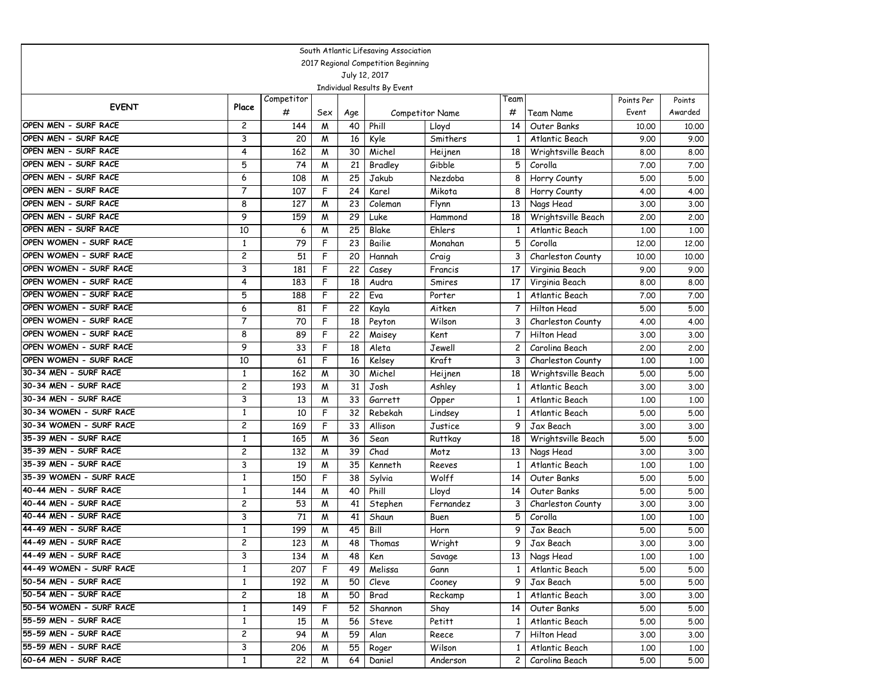South Atlantic Lifesaving Association
2017 Regional Competition Beginning
July 12, 2017
Individual Results By Event

| EVENT | Place | Competitor # | Sex | Age | Competitor Name | | Team # | Team Name | Points Per Event | Points Awarded |
|---|---|---|---|---|---|---|---|---|---|---|
| OPEN MEN - SURF RACE | 2 | 144 | M | 40 | Phill | Lloyd | 14 | Outer Banks | 10.00 | 10.00 |
| OPEN MEN - SURF RACE | 3 | 20 | M | 16 | Kyle | Smithers | 1 | Atlantic Beach | 9.00 | 9.00 |
| OPEN MEN - SURF RACE | 4 | 162 | M | 30 | Michel | Heijnen | 18 | Wrightsville Beach | 8.00 | 8.00 |
| OPEN MEN - SURF RACE | 5 | 74 | M | 21 | Bradley | Gibble | 5 | Corolla | 7.00 | 7.00 |
| OPEN MEN - SURF RACE | 6 | 108 | M | 25 | Jakub | Nezdoba | 8 | Horry County | 5.00 | 5.00 |
| OPEN MEN - SURF RACE | 7 | 107 | F | 24 | Karel | Mikota | 8 | Horry County | 4.00 | 4.00 |
| OPEN MEN - SURF RACE | 8 | 127 | M | 23 | Coleman | Flynn | 13 | Nags Head | 3.00 | 3.00 |
| OPEN MEN - SURF RACE | 9 | 159 | M | 29 | Luke | Hammond | 18 | Wrightsville Beach | 2.00 | 2.00 |
| OPEN MEN - SURF RACE | 10 | 6 | M | 25 | Blake | Ehlers | 1 | Atlantic Beach | 1.00 | 1.00 |
| OPEN WOMEN - SURF RACE | 1 | 79 | F | 23 | Bailie | Monahan | 5 | Corolla | 12.00 | 12.00 |
| OPEN WOMEN - SURF RACE | 2 | 51 | F | 20 | Hannah | Craig | 3 | Charleston County | 10.00 | 10.00 |
| OPEN WOMEN - SURF RACE | 3 | 181 | F | 22 | Casey | Francis | 17 | Virginia Beach | 9.00 | 9.00 |
| OPEN WOMEN - SURF RACE | 4 | 183 | F | 18 | Audra | Smires | 17 | Virginia Beach | 8.00 | 8.00 |
| OPEN WOMEN - SURF RACE | 5 | 188 | F | 22 | Eva | Porter | 1 | Atlantic Beach | 7.00 | 7.00 |
| OPEN WOMEN - SURF RACE | 6 | 81 | F | 22 | Kayla | Aitken | 7 | Hilton Head | 5.00 | 5.00 |
| OPEN WOMEN - SURF RACE | 7 | 70 | F | 18 | Peyton | Wilson | 3 | Charleston County | 4.00 | 4.00 |
| OPEN WOMEN - SURF RACE | 8 | 89 | F | 22 | Maisey | Kent | 7 | Hilton Head | 3.00 | 3.00 |
| OPEN WOMEN - SURF RACE | 9 | 33 | F | 18 | Aleta | Jewell | 2 | Carolina Beach | 2.00 | 2.00 |
| OPEN WOMEN - SURF RACE | 10 | 61 | F | 16 | Kelsey | Kraft | 3 | Charleston County | 1.00 | 1.00 |
| 30-34 MEN - SURF RACE | 1 | 162 | M | 30 | Michel | Heijnen | 18 | Wrightsville Beach | 5.00 | 5.00 |
| 30-34 MEN - SURF RACE | 2 | 193 | M | 31 | Josh | Ashley | 1 | Atlantic Beach | 3.00 | 3.00 |
| 30-34 MEN - SURF RACE | 3 | 13 | M | 33 | Garrett | Opper | 1 | Atlantic Beach | 1.00 | 1.00 |
| 30-34 WOMEN - SURF RACE | 1 | 10 | F | 32 | Rebekah | Lindsey | 1 | Atlantic Beach | 5.00 | 5.00 |
| 30-34 WOMEN - SURF RACE | 2 | 169 | F | 33 | Allison | Justice | 9 | Jax Beach | 3.00 | 3.00 |
| 35-39 MEN - SURF RACE | 1 | 165 | M | 36 | Sean | Ruttkay | 18 | Wrightsville Beach | 5.00 | 5.00 |
| 35-39 MEN - SURF RACE | 2 | 132 | M | 39 | Chad | Motz | 13 | Nags Head | 3.00 | 3.00 |
| 35-39 MEN - SURF RACE | 3 | 19 | M | 35 | Kenneth | Reeves | 1 | Atlantic Beach | 1.00 | 1.00 |
| 35-39 WOMEN - SURF RACE | 1 | 150 | F | 38 | Sylvia | Wolff | 14 | Outer Banks | 5.00 | 5.00 |
| 40-44 MEN - SURF RACE | 1 | 144 | M | 40 | Phill | Lloyd | 14 | Outer Banks | 5.00 | 5.00 |
| 40-44 MEN - SURF RACE | 2 | 53 | M | 41 | Stephen | Fernandez | 3 | Charleston County | 3.00 | 3.00 |
| 40-44 MEN - SURF RACE | 3 | 71 | M | 41 | Shaun | Buen | 5 | Corolla | 1.00 | 1.00 |
| 44-49 MEN - SURF RACE | 1 | 199 | M | 45 | Bill | Horn | 9 | Jax Beach | 5.00 | 5.00 |
| 44-49 MEN - SURF RACE | 2 | 123 | M | 48 | Thomas | Wright | 9 | Jax Beach | 3.00 | 3.00 |
| 44-49 MEN - SURF RACE | 3 | 134 | M | 48 | Ken | Savage | 13 | Nags Head | 1.00 | 1.00 |
| 44-49 WOMEN - SURF RACE | 1 | 207 | F | 49 | Melissa | Gann | 1 | Atlantic Beach | 5.00 | 5.00 |
| 50-54 MEN - SURF RACE | 1 | 192 | M | 50 | Cleve | Cooney | 9 | Jax Beach | 5.00 | 5.00 |
| 50-54 MEN - SURF RACE | 2 | 18 | M | 50 | Brad | Reckamp | 1 | Atlantic Beach | 3.00 | 3.00 |
| 50-54 WOMEN - SURF RACE | 1 | 149 | F | 52 | Shannon | Shay | 14 | Outer Banks | 5.00 | 5.00 |
| 55-59 MEN - SURF RACE | 1 | 15 | M | 56 | Steve | Petitt | 1 | Atlantic Beach | 5.00 | 5.00 |
| 55-59 MEN - SURF RACE | 2 | 94 | M | 59 | Alan | Reece | 7 | Hilton Head | 3.00 | 3.00 |
| 55-59 MEN - SURF RACE | 3 | 206 | M | 55 | Roger | Wilson | 1 | Atlantic Beach | 1.00 | 1.00 |
| 60-64 MEN - SURF RACE | 1 | 22 | M | 64 | Daniel | Anderson | 2 | Carolina Beach | 5.00 | 5.00 |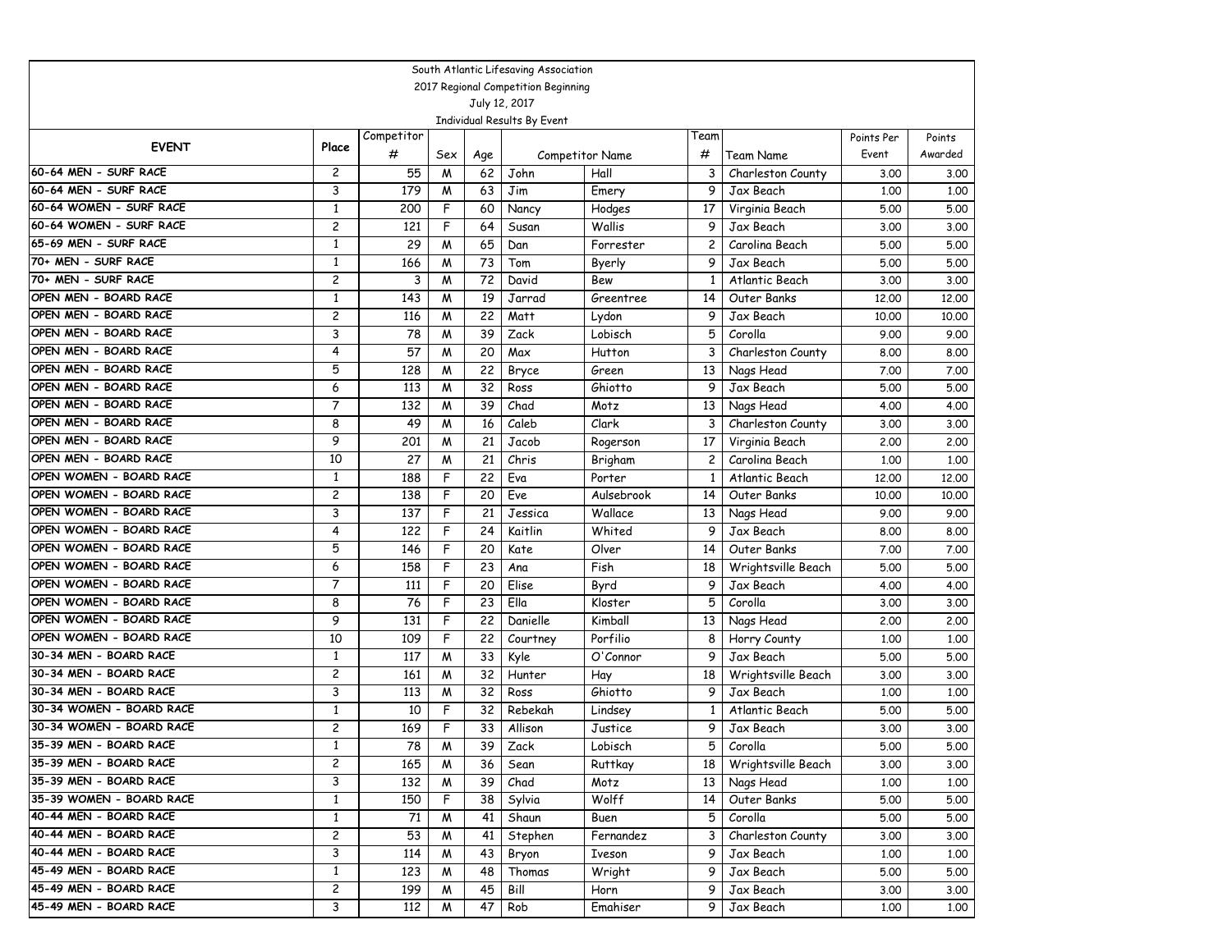South Atlantic Lifesaving Association

2017 Regional Competition Beginning

July 12, 2017

Individual Results By Event

| EVENT | Place | Competitor # | Sex | Age | Competitor Name | | Team # | Team Name | Points Per Event | Points Awarded |
|---|---|---|---|---|---|---|---|---|---|---|
| 60-64 MEN - SURF RACE | 2 | 55 | M | 62 | John | Hall | 3 | Charleston County | 3.00 | 3.00 |
| 60-64 MEN - SURF RACE | 3 | 179 | M | 63 | Jim | Emery | 9 | Jax Beach | 1.00 | 1.00 |
| 60-64 WOMEN - SURF RACE | 1 | 200 | F | 60 | Nancy | Hodges | 17 | Virginia Beach | 5.00 | 5.00 |
| 60-64 WOMEN - SURF RACE | 2 | 121 | F | 64 | Susan | Wallis | 9 | Jax Beach | 3.00 | 3.00 |
| 65-69 MEN - SURF RACE | 1 | 29 | M | 65 | Dan | Forrester | 2 | Carolina Beach | 5.00 | 5.00 |
| 70+ MEN - SURF RACE | 1 | 166 | M | 73 | Tom | Byerly | 9 | Jax Beach | 5.00 | 5.00 |
| 70+ MEN - SURF RACE | 2 | 3 | M | 72 | David | Bew | 1 | Atlantic Beach | 3.00 | 3.00 |
| OPEN MEN - BOARD RACE | 1 | 143 | M | 19 | Jarrad | Greentree | 14 | Outer Banks | 12.00 | 12.00 |
| OPEN MEN - BOARD RACE | 2 | 116 | M | 22 | Matt | Lydon | 9 | Jax Beach | 10.00 | 10.00 |
| OPEN MEN - BOARD RACE | 3 | 78 | M | 39 | Zack | Lobisch | 5 | Corolla | 9.00 | 9.00 |
| OPEN MEN - BOARD RACE | 4 | 57 | M | 20 | Max | Hutton | 3 | Charleston County | 8.00 | 8.00 |
| OPEN MEN - BOARD RACE | 5 | 128 | M | 22 | Bryce | Green | 13 | Nags Head | 7.00 | 7.00 |
| OPEN MEN - BOARD RACE | 6 | 113 | M | 32 | Ross | Ghiotto | 9 | Jax Beach | 5.00 | 5.00 |
| OPEN MEN - BOARD RACE | 7 | 132 | M | 39 | Chad | Motz | 13 | Nags Head | 4.00 | 4.00 |
| OPEN MEN - BOARD RACE | 8 | 49 | M | 16 | Caleb | Clark | 3 | Charleston County | 3.00 | 3.00 |
| OPEN MEN - BOARD RACE | 9 | 201 | M | 21 | Jacob | Rogerson | 17 | Virginia Beach | 2.00 | 2.00 |
| OPEN MEN - BOARD RACE | 10 | 27 | M | 21 | Chris | Brigham | 2 | Carolina Beach | 1.00 | 1.00 |
| OPEN WOMEN - BOARD RACE | 1 | 188 | F | 22 | Eva | Porter | 1 | Atlantic Beach | 12.00 | 12.00 |
| OPEN WOMEN - BOARD RACE | 2 | 138 | F | 20 | Eve | Aulsebrook | 14 | Outer Banks | 10.00 | 10.00 |
| OPEN WOMEN - BOARD RACE | 3 | 137 | F | 21 | Jessica | Wallace | 13 | Nags Head | 9.00 | 9.00 |
| OPEN WOMEN - BOARD RACE | 4 | 122 | F | 24 | Kaitlin | Whited | 9 | Jax Beach | 8.00 | 8.00 |
| OPEN WOMEN - BOARD RACE | 5 | 146 | F | 20 | Kate | Olver | 14 | Outer Banks | 7.00 | 7.00 |
| OPEN WOMEN - BOARD RACE | 6 | 158 | F | 23 | Ana | Fish | 18 | Wrightsville Beach | 5.00 | 5.00 |
| OPEN WOMEN - BOARD RACE | 7 | 111 | F | 20 | Elise | Byrd | 9 | Jax Beach | 4.00 | 4.00 |
| OPEN WOMEN - BOARD RACE | 8 | 76 | F | 23 | Ella | Kloster | 5 | Corolla | 3.00 | 3.00 |
| OPEN WOMEN - BOARD RACE | 9 | 131 | F | 22 | Danielle | Kimball | 13 | Nags Head | 2.00 | 2.00 |
| OPEN WOMEN - BOARD RACE | 10 | 109 | F | 22 | Courtney | Porfilio | 8 | Horry County | 1.00 | 1.00 |
| 30-34 MEN - BOARD RACE | 1 | 117 | M | 33 | Kyle | O'Connor | 9 | Jax Beach | 5.00 | 5.00 |
| 30-34 MEN - BOARD RACE | 2 | 161 | M | 32 | Hunter | Hay | 18 | Wrightsville Beach | 3.00 | 3.00 |
| 30-34 MEN - BOARD RACE | 3 | 113 | M | 32 | Ross | Ghiotto | 9 | Jax Beach | 1.00 | 1.00 |
| 30-34 WOMEN - BOARD RACE | 1 | 10 | F | 32 | Rebekah | Lindsey | 1 | Atlantic Beach | 5.00 | 5.00 |
| 30-34 WOMEN - BOARD RACE | 2 | 169 | F | 33 | Allison | Justice | 9 | Jax Beach | 3.00 | 3.00 |
| 35-39 MEN - BOARD RACE | 1 | 78 | M | 39 | Zack | Lobisch | 5 | Corolla | 5.00 | 5.00 |
| 35-39 MEN - BOARD RACE | 2 | 165 | M | 36 | Sean | Ruttkay | 18 | Wrightsville Beach | 3.00 | 3.00 |
| 35-39 MEN - BOARD RACE | 3 | 132 | M | 39 | Chad | Motz | 13 | Nags Head | 1.00 | 1.00 |
| 35-39 WOMEN - BOARD RACE | 1 | 150 | F | 38 | Sylvia | Wolff | 14 | Outer Banks | 5.00 | 5.00 |
| 40-44 MEN - BOARD RACE | 1 | 71 | M | 41 | Shaun | Buen | 5 | Corolla | 5.00 | 5.00 |
| 40-44 MEN - BOARD RACE | 2 | 53 | M | 41 | Stephen | Fernandez | 3 | Charleston County | 3.00 | 3.00 |
| 40-44 MEN - BOARD RACE | 3 | 114 | M | 43 | Bryon | Iveson | 9 | Jax Beach | 1.00 | 1.00 |
| 45-49 MEN - BOARD RACE | 1 | 123 | M | 48 | Thomas | Wright | 9 | Jax Beach | 5.00 | 5.00 |
| 45-49 MEN - BOARD RACE | 2 | 199 | M | 45 | Bill | Horn | 9 | Jax Beach | 3.00 | 3.00 |
| 45-49 MEN - BOARD RACE | 3 | 112 | M | 47 | Rob | Emahiser | 9 | Jax Beach | 1.00 | 1.00 |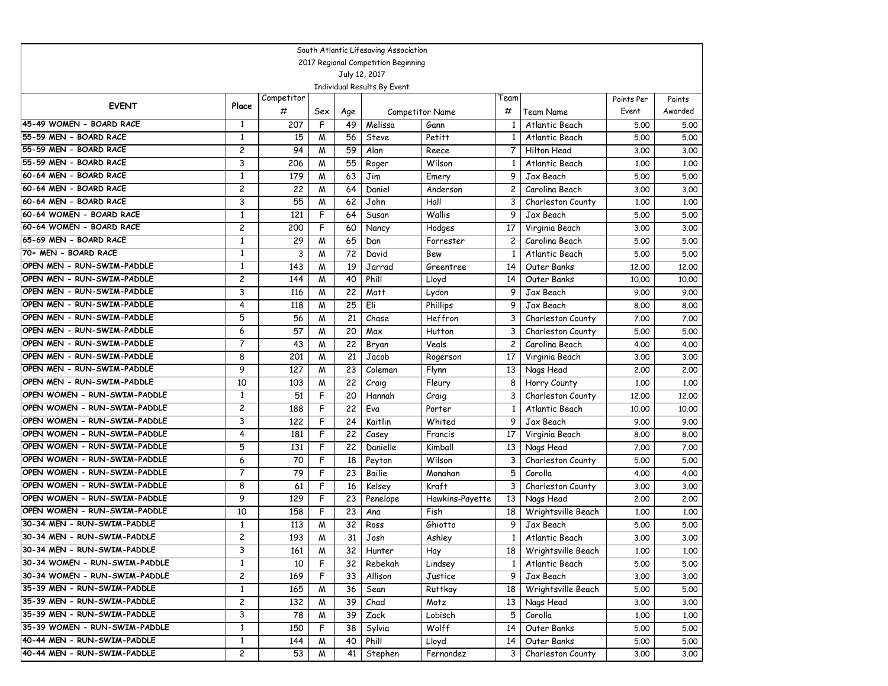South Atlantic Lifesaving Association
2017 Regional Competition Beginning
July 12, 2017
Individual Results By Event

| EVENT | Place | Competitor # | Sex | Age | Competitor Name | | Team # | Team Name | Points Per Event | Points Awarded |
|---|---|---|---|---|---|---|---|---|---|---|
| 45-49 WOMEN - BOARD RACE | 1 | 207 | F | 49 | Melissa | Gann | 1 | Atlantic Beach | 5.00 | 5.00 |
| 55-59 MEN - BOARD RACE | 1 | 15 | M | 56 | Steve | Petitt | 1 | Atlantic Beach | 5.00 | 5.00 |
| 55-59 MEN - BOARD RACE | 2 | 94 | M | 59 | Alan | Reece | 7 | Hilton Head | 3.00 | 3.00 |
| 55-59 MEN - BOARD RACE | 3 | 206 | M | 55 | Roger | Wilson | 1 | Atlantic Beach | 1.00 | 1.00 |
| 60-64 MEN - BOARD RACE | 1 | 179 | M | 63 | Jim | Emery | 9 | Jax Beach | 5.00 | 5.00 |
| 60-64 MEN - BOARD RACE | 2 | 22 | M | 64 | Daniel | Anderson | 2 | Carolina Beach | 3.00 | 3.00 |
| 60-64 MEN - BOARD RACE | 3 | 55 | M | 62 | John | Hall | 3 | Charleston County | 1.00 | 1.00 |
| 60-64 WOMEN - BOARD RACE | 1 | 121 | F | 64 | Susan | Wallis | 9 | Jax Beach | 5.00 | 5.00 |
| 60-64 WOMEN - BOARD RACE | 2 | 200 | F | 60 | Nancy | Hodges | 17 | Virginia Beach | 3.00 | 3.00 |
| 65-69 MEN - BOARD RACE | 1 | 29 | M | 65 | Dan | Forrester | 2 | Carolina Beach | 5.00 | 5.00 |
| 70+ MEN - BOARD RACE | 1 | 3 | M | 72 | David | Bew | 1 | Atlantic Beach | 5.00 | 5.00 |
| OPEN MEN - RUN-SWIM-PADDLE | 1 | 143 | M | 19 | Jarrad | Greentree | 14 | Outer Banks | 12.00 | 12.00 |
| OPEN MEN - RUN-SWIM-PADDLE | 2 | 144 | M | 40 | Phill | Lloyd | 14 | Outer Banks | 10.00 | 10.00 |
| OPEN MEN - RUN-SWIM-PADDLE | 3 | 116 | M | 22 | Matt | Lydon | 9 | Jax Beach | 9.00 | 9.00 |
| OPEN MEN - RUN-SWIM-PADDLE | 4 | 118 | M | 25 | Eli | Phillips | 9 | Jax Beach | 8.00 | 8.00 |
| OPEN MEN - RUN-SWIM-PADDLE | 5 | 56 | M | 21 | Chase | Heffron | 3 | Charleston County | 7.00 | 7.00 |
| OPEN MEN - RUN-SWIM-PADDLE | 6 | 57 | M | 20 | Max | Hutton | 3 | Charleston County | 5.00 | 5.00 |
| OPEN MEN - RUN-SWIM-PADDLE | 7 | 43 | M | 22 | Bryan | Veals | 2 | Carolina Beach | 4.00 | 4.00 |
| OPEN MEN - RUN-SWIM-PADDLE | 8 | 201 | M | 21 | Jacob | Rogerson | 17 | Virginia Beach | 3.00 | 3.00 |
| OPEN MEN - RUN-SWIM-PADDLE | 9 | 127 | M | 23 | Coleman | Flynn | 13 | Nags Head | 2.00 | 2.00 |
| OPEN MEN - RUN-SWIM-PADDLE | 10 | 103 | M | 22 | Craig | Fleury | 8 | Horry County | 1.00 | 1.00 |
| OPEN WOMEN - RUN-SWIM-PADDLE | 1 | 51 | F | 20 | Hannah | Craig | 3 | Charleston County | 12.00 | 12.00 |
| OPEN WOMEN - RUN-SWIM-PADDLE | 2 | 188 | F | 22 | Eva | Porter | 1 | Atlantic Beach | 10.00 | 10.00 |
| OPEN WOMEN - RUN-SWIM-PADDLE | 3 | 122 | F | 24 | Kaitlin | Whited | 9 | Jax Beach | 9.00 | 9.00 |
| OPEN WOMEN - RUN-SWIM-PADDLE | 4 | 181 | F | 22 | Casey | Francis | 17 | Virginia Beach | 8.00 | 8.00 |
| OPEN WOMEN - RUN-SWIM-PADDLE | 5 | 131 | F | 22 | Danielle | Kimball | 13 | Nags Head | 7.00 | 7.00 |
| OPEN WOMEN - RUN-SWIM-PADDLE | 6 | 70 | F | 18 | Peyton | Wilson | 3 | Charleston County | 5.00 | 5.00 |
| OPEN WOMEN - RUN-SWIM-PADDLE | 7 | 79 | F | 23 | Bailie | Monahan | 5 | Corolla | 4.00 | 4.00 |
| OPEN WOMEN - RUN-SWIM-PADDLE | 8 | 61 | F | 16 | Kelsey | Kraft | 3 | Charleston County | 3.00 | 3.00 |
| OPEN WOMEN - RUN-SWIM-PADDLE | 9 | 129 | F | 23 | Penelope | Hawkins-Payette | 13 | Nags Head | 2.00 | 2.00 |
| OPEN WOMEN - RUN-SWIM-PADDLE | 10 | 158 | F | 23 | Ana | Fish | 18 | Wrightsville Beach | 1.00 | 1.00 |
| 30-34 MEN - RUN-SWIM-PADDLE | 1 | 113 | M | 32 | Ross | Ghiotto | 9 | Jax Beach | 5.00 | 5.00 |
| 30-34 MEN - RUN-SWIM-PADDLE | 2 | 193 | M | 31 | Josh | Ashley | 1 | Atlantic Beach | 3.00 | 3.00 |
| 30-34 MEN - RUN-SWIM-PADDLE | 3 | 161 | M | 32 | Hunter | Hay | 18 | Wrightsville Beach | 1.00 | 1.00 |
| 30-34 WOMEN - RUN-SWIM-PADDLE | 1 | 10 | F | 32 | Rebekah | Lindsey | 1 | Atlantic Beach | 5.00 | 5.00 |
| 30-34 WOMEN - RUN-SWIM-PADDLE | 2 | 169 | F | 33 | Allison | Justice | 9 | Jax Beach | 3.00 | 3.00 |
| 35-39 MEN - RUN-SWIM-PADDLE | 1 | 165 | M | 36 | Sean | Ruttkay | 18 | Wrightsville Beach | 5.00 | 5.00 |
| 35-39 MEN - RUN-SWIM-PADDLE | 2 | 132 | M | 39 | Chad | Motz | 13 | Nags Head | 3.00 | 3.00 |
| 35-39 MEN - RUN-SWIM-PADDLE | 3 | 78 | M | 39 | Zack | Lobisch | 5 | Corolla | 1.00 | 1.00 |
| 35-39 WOMEN - RUN-SWIM-PADDLE | 1 | 150 | F | 38 | Sylvia | Wolff | 14 | Outer Banks | 5.00 | 5.00 |
| 40-44 MEN - RUN-SWIM-PADDLE | 1 | 144 | M | 40 | Phill | Lloyd | 14 | Outer Banks | 5.00 | 5.00 |
| 40-44 MEN - RUN-SWIM-PADDLE | 2 | 53 | M | 41 | Stephen | Fernandez | 3 | Charleston County | 3.00 | 3.00 |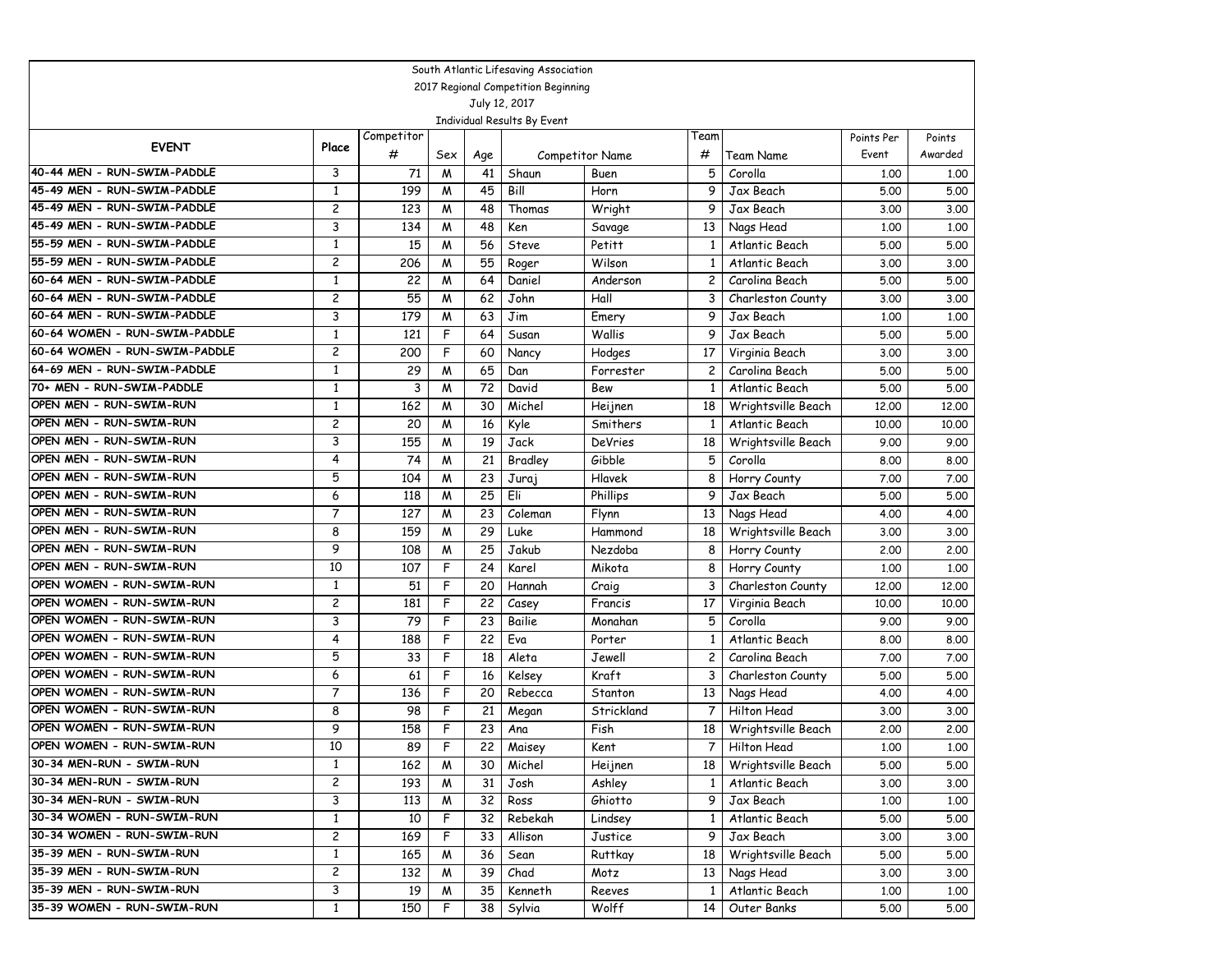South Atlantic Lifesaving Association

2017 Regional Competition Beginning

July 12, 2017

Individual Results By Event

| EVENT | Place | Competitor # | Sex | Age | Competitor Name | | Team # | Team Name | Points Per Event | Points Awarded |
|---|---|---|---|---|---|---|---|---|---|---|
| 40-44 MEN - RUN-SWIM-PADDLE | 3 | 71 | M | 41 | Shaun | Buen | 5 | Corolla | 1.00 | 1.00 |
| 45-49 MEN - RUN-SWIM-PADDLE | 1 | 199 | M | 45 | Bill | Horn | 9 | Jax Beach | 5.00 | 5.00 |
| 45-49 MEN - RUN-SWIM-PADDLE | 2 | 123 | M | 48 | Thomas | Wright | 9 | Jax Beach | 3.00 | 3.00 |
| 45-49 MEN - RUN-SWIM-PADDLE | 3 | 134 | M | 48 | Ken | Savage | 13 | Nags Head | 1.00 | 1.00 |
| 55-59 MEN - RUN-SWIM-PADDLE | 1 | 15 | M | 56 | Steve | Petitt | 1 | Atlantic Beach | 5.00 | 5.00 |
| 55-59 MEN - RUN-SWIM-PADDLE | 2 | 206 | M | 55 | Roger | Wilson | 1 | Atlantic Beach | 3.00 | 3.00 |
| 60-64 MEN - RUN-SWIM-PADDLE | 1 | 22 | M | 64 | Daniel | Anderson | 2 | Carolina Beach | 5.00 | 5.00 |
| 60-64 MEN - RUN-SWIM-PADDLE | 2 | 55 | M | 62 | John | Hall | 3 | Charleston County | 3.00 | 3.00 |
| 60-64 MEN - RUN-SWIM-PADDLE | 3 | 179 | M | 63 | Jim | Emery | 9 | Jax Beach | 1.00 | 1.00 |
| 60-64 WOMEN - RUN-SWIM-PADDLE | 1 | 121 | F | 64 | Susan | Wallis | 9 | Jax Beach | 5.00 | 5.00 |
| 60-64 WOMEN - RUN-SWIM-PADDLE | 2 | 200 | F | 60 | Nancy | Hodges | 17 | Virginia Beach | 3.00 | 3.00 |
| 64-69 MEN - RUN-SWIM-PADDLE | 1 | 29 | M | 65 | Dan | Forrester | 2 | Carolina Beach | 5.00 | 5.00 |
| 70+ MEN - RUN-SWIM-PADDLE | 1 | 3 | M | 72 | David | Bew | 1 | Atlantic Beach | 5.00 | 5.00 |
| OPEN MEN - RUN-SWIM-RUN | 1 | 162 | M | 30 | Michel | Heijnen | 18 | Wrightsville Beach | 12.00 | 12.00 |
| OPEN MEN - RUN-SWIM-RUN | 2 | 20 | M | 16 | Kyle | Smithers | 1 | Atlantic Beach | 10.00 | 10.00 |
| OPEN MEN - RUN-SWIM-RUN | 3 | 155 | M | 19 | Jack | DeVries | 18 | Wrightsville Beach | 9.00 | 9.00 |
| OPEN MEN - RUN-SWIM-RUN | 4 | 74 | M | 21 | Bradley | Gibble | 5 | Corolla | 8.00 | 8.00 |
| OPEN MEN - RUN-SWIM-RUN | 5 | 104 | M | 23 | Juraj | Hlavek | 8 | Horry County | 7.00 | 7.00 |
| OPEN MEN - RUN-SWIM-RUN | 6 | 118 | M | 25 | Eli | Phillips | 9 | Jax Beach | 5.00 | 5.00 |
| OPEN MEN - RUN-SWIM-RUN | 7 | 127 | M | 23 | Coleman | Flynn | 13 | Nags Head | 4.00 | 4.00 |
| OPEN MEN - RUN-SWIM-RUN | 8 | 159 | M | 29 | Luke | Hammond | 18 | Wrightsville Beach | 3.00 | 3.00 |
| OPEN MEN - RUN-SWIM-RUN | 9 | 108 | M | 25 | Jakub | Nezdoba | 8 | Horry County | 2.00 | 2.00 |
| OPEN MEN - RUN-SWIM-RUN | 10 | 107 | F | 24 | Karel | Mikota | 8 | Horry County | 1.00 | 1.00 |
| OPEN WOMEN - RUN-SWIM-RUN | 1 | 51 | F | 20 | Hannah | Craig | 3 | Charleston County | 12.00 | 12.00 |
| OPEN WOMEN - RUN-SWIM-RUN | 2 | 181 | F | 22 | Casey | Francis | 17 | Virginia Beach | 10.00 | 10.00 |
| OPEN WOMEN - RUN-SWIM-RUN | 3 | 79 | F | 23 | Bailie | Monahan | 5 | Corolla | 9.00 | 9.00 |
| OPEN WOMEN - RUN-SWIM-RUN | 4 | 188 | F | 22 | Eva | Porter | 1 | Atlantic Beach | 8.00 | 8.00 |
| OPEN WOMEN - RUN-SWIM-RUN | 5 | 33 | F | 18 | Aleta | Jewell | 2 | Carolina Beach | 7.00 | 7.00 |
| OPEN WOMEN - RUN-SWIM-RUN | 6 | 61 | F | 16 | Kelsey | Kraft | 3 | Charleston County | 5.00 | 5.00 |
| OPEN WOMEN - RUN-SWIM-RUN | 7 | 136 | F | 20 | Rebecca | Stanton | 13 | Nags Head | 4.00 | 4.00 |
| OPEN WOMEN - RUN-SWIM-RUN | 8 | 98 | F | 21 | Megan | Strickland | 7 | Hilton Head | 3.00 | 3.00 |
| OPEN WOMEN - RUN-SWIM-RUN | 9 | 158 | F | 23 | Ana | Fish | 18 | Wrightsville Beach | 2.00 | 2.00 |
| OPEN WOMEN - RUN-SWIM-RUN | 10 | 89 | F | 22 | Maisey | Kent | 7 | Hilton Head | 1.00 | 1.00 |
| 30-34 MEN-RUN - SWIM-RUN | 1 | 162 | M | 30 | Michel | Heijnen | 18 | Wrightsville Beach | 5.00 | 5.00 |
| 30-34 MEN-RUN - SWIM-RUN | 2 | 193 | M | 31 | Josh | Ashley | 1 | Atlantic Beach | 3.00 | 3.00 |
| 30-34 MEN-RUN - SWIM-RUN | 3 | 113 | M | 32 | Ross | Ghiotto | 9 | Jax Beach | 1.00 | 1.00 |
| 30-34 WOMEN - RUN-SWIM-RUN | 1 | 10 | F | 32 | Rebekah | Lindsey | 1 | Atlantic Beach | 5.00 | 5.00 |
| 30-34 WOMEN - RUN-SWIM-RUN | 2 | 169 | F | 33 | Allison | Justice | 9 | Jax Beach | 3.00 | 3.00 |
| 35-39 MEN - RUN-SWIM-RUN | 1 | 165 | M | 36 | Sean | Ruttkay | 18 | Wrightsville Beach | 5.00 | 5.00 |
| 35-39 MEN - RUN-SWIM-RUN | 2 | 132 | M | 39 | Chad | Motz | 13 | Nags Head | 3.00 | 3.00 |
| 35-39 MEN - RUN-SWIM-RUN | 3 | 19 | M | 35 | Kenneth | Reeves | 1 | Atlantic Beach | 1.00 | 1.00 |
| 35-39 WOMEN - RUN-SWIM-RUN | 1 | 150 | F | 38 | Sylvia | Wolff | 14 | Outer Banks | 5.00 | 5.00 |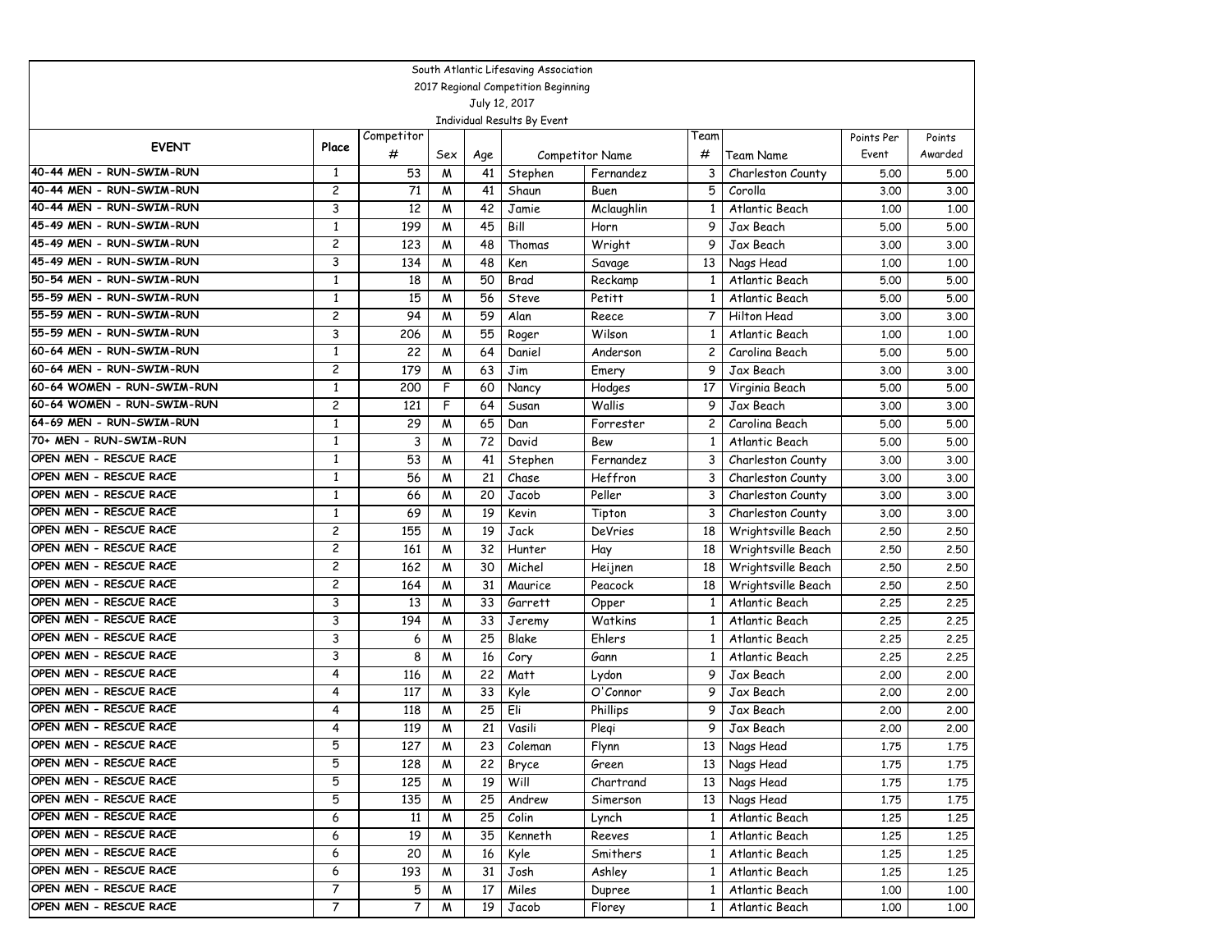South Atlantic Lifesaving Association
2017 Regional Competition Beginning
July 12, 2017
Individual Results By Event

| EVENT | Place | Competitor # | Sex | Age | Competitor Name | | Team # | Team Name | Points Per Event | Points Awarded |
|---|---|---|---|---|---|---|---|---|---|---|
| 40-44 MEN - RUN-SWIM-RUN | 1 | 53 | M | 41 | Stephen | Fernandez | 3 | Charleston County | 5.00 | 5.00 |
| 40-44 MEN - RUN-SWIM-RUN | 2 | 71 | M | 41 | Shaun | Buen | 5 | Corolla | 3.00 | 3.00 |
| 40-44 MEN - RUN-SWIM-RUN | 3 | 12 | M | 42 | Jamie | Mclaughlin | 1 | Atlantic Beach | 1.00 | 1.00 |
| 45-49 MEN - RUN-SWIM-RUN | 1 | 199 | M | 45 | Bill | Horn | 9 | Jax Beach | 5.00 | 5.00 |
| 45-49 MEN - RUN-SWIM-RUN | 2 | 123 | M | 48 | Thomas | Wright | 9 | Jax Beach | 3.00 | 3.00 |
| 45-49 MEN - RUN-SWIM-RUN | 3 | 134 | M | 48 | Ken | Savage | 13 | Nags Head | 1.00 | 1.00 |
| 50-54 MEN - RUN-SWIM-RUN | 1 | 18 | M | 50 | Brad | Reckamp | 1 | Atlantic Beach | 5.00 | 5.00 |
| 55-59 MEN - RUN-SWIM-RUN | 1 | 15 | M | 56 | Steve | Petitt | 1 | Atlantic Beach | 5.00 | 5.00 |
| 55-59 MEN - RUN-SWIM-RUN | 2 | 94 | M | 59 | Alan | Reece | 7 | Hilton Head | 3.00 | 3.00 |
| 55-59 MEN - RUN-SWIM-RUN | 3 | 206 | M | 55 | Roger | Wilson | 1 | Atlantic Beach | 1.00 | 1.00 |
| 60-64 MEN - RUN-SWIM-RUN | 1 | 22 | M | 64 | Daniel | Anderson | 2 | Carolina Beach | 5.00 | 5.00 |
| 60-64 MEN - RUN-SWIM-RUN | 2 | 179 | M | 63 | Jim | Emery | 9 | Jax Beach | 3.00 | 3.00 |
| 60-64 WOMEN - RUN-SWIM-RUN | 1 | 200 | F | 60 | Nancy | Hodges | 17 | Virginia Beach | 5.00 | 5.00 |
| 60-64 WOMEN - RUN-SWIM-RUN | 2 | 121 | F | 64 | Susan | Wallis | 9 | Jax Beach | 3.00 | 3.00 |
| 64-69 MEN - RUN-SWIM-RUN | 1 | 29 | M | 65 | Dan | Forrester | 2 | Carolina Beach | 5.00 | 5.00 |
| 70+ MEN - RUN-SWIM-RUN | 1 | 3 | M | 72 | David | Bew | 1 | Atlantic Beach | 5.00 | 5.00 |
| OPEN MEN - RESCUE RACE | 1 | 53 | M | 41 | Stephen | Fernandez | 3 | Charleston County | 3.00 | 3.00 |
| OPEN MEN - RESCUE RACE | 1 | 56 | M | 21 | Chase | Heffron | 3 | Charleston County | 3.00 | 3.00 |
| OPEN MEN - RESCUE RACE | 1 | 66 | M | 20 | Jacob | Peller | 3 | Charleston County | 3.00 | 3.00 |
| OPEN MEN - RESCUE RACE | 1 | 69 | M | 19 | Kevin | Tipton | 3 | Charleston County | 3.00 | 3.00 |
| OPEN MEN - RESCUE RACE | 2 | 155 | M | 19 | Jack | DeVries | 18 | Wrightsville Beach | 2.50 | 2.50 |
| OPEN MEN - RESCUE RACE | 2 | 161 | M | 32 | Hunter | Hay | 18 | Wrightsville Beach | 2.50 | 2.50 |
| OPEN MEN - RESCUE RACE | 2 | 162 | M | 30 | Michel | Heijnen | 18 | Wrightsville Beach | 2.50 | 2.50 |
| OPEN MEN - RESCUE RACE | 2 | 164 | M | 31 | Maurice | Peacock | 18 | Wrightsville Beach | 2.50 | 2.50 |
| OPEN MEN - RESCUE RACE | 3 | 13 | M | 33 | Garrett | Opper | 1 | Atlantic Beach | 2.25 | 2.25 |
| OPEN MEN - RESCUE RACE | 3 | 194 | M | 33 | Jeremy | Watkins | 1 | Atlantic Beach | 2.25 | 2.25 |
| OPEN MEN - RESCUE RACE | 3 | 6 | M | 25 | Blake | Ehlers | 1 | Atlantic Beach | 2.25 | 2.25 |
| OPEN MEN - RESCUE RACE | 3 | 8 | M | 16 | Cory | Gann | 1 | Atlantic Beach | 2.25 | 2.25 |
| OPEN MEN - RESCUE RACE | 4 | 116 | M | 22 | Matt | Lydon | 9 | Jax Beach | 2.00 | 2.00 |
| OPEN MEN - RESCUE RACE | 4 | 117 | M | 33 | Kyle | O'Connor | 9 | Jax Beach | 2.00 | 2.00 |
| OPEN MEN - RESCUE RACE | 4 | 118 | M | 25 | Eli | Phillips | 9 | Jax Beach | 2.00 | 2.00 |
| OPEN MEN - RESCUE RACE | 4 | 119 | M | 21 | Vasili | Pleqi | 9 | Jax Beach | 2.00 | 2.00 |
| OPEN MEN - RESCUE RACE | 5 | 127 | M | 23 | Coleman | Flynn | 13 | Nags Head | 1.75 | 1.75 |
| OPEN MEN - RESCUE RACE | 5 | 128 | M | 22 | Bryce | Green | 13 | Nags Head | 1.75 | 1.75 |
| OPEN MEN - RESCUE RACE | 5 | 125 | M | 19 | Will | Chartrand | 13 | Nags Head | 1.75 | 1.75 |
| OPEN MEN - RESCUE RACE | 5 | 135 | M | 25 | Andrew | Simerson | 13 | Nags Head | 1.75 | 1.75 |
| OPEN MEN - RESCUE RACE | 6 | 11 | M | 25 | Colin | Lynch | 1 | Atlantic Beach | 1.25 | 1.25 |
| OPEN MEN - RESCUE RACE | 6 | 19 | M | 35 | Kenneth | Reeves | 1 | Atlantic Beach | 1.25 | 1.25 |
| OPEN MEN - RESCUE RACE | 6 | 20 | M | 16 | Kyle | Smithers | 1 | Atlantic Beach | 1.25 | 1.25 |
| OPEN MEN - RESCUE RACE | 6 | 193 | M | 31 | Josh | Ashley | 1 | Atlantic Beach | 1.25 | 1.25 |
| OPEN MEN - RESCUE RACE | 7 | 5 | M | 17 | Miles | Dupree | 1 | Atlantic Beach | 1.00 | 1.00 |
| OPEN MEN - RESCUE RACE | 7 | 7 | M | 19 | Jacob | Florey | 1 | Atlantic Beach | 1.00 | 1.00 |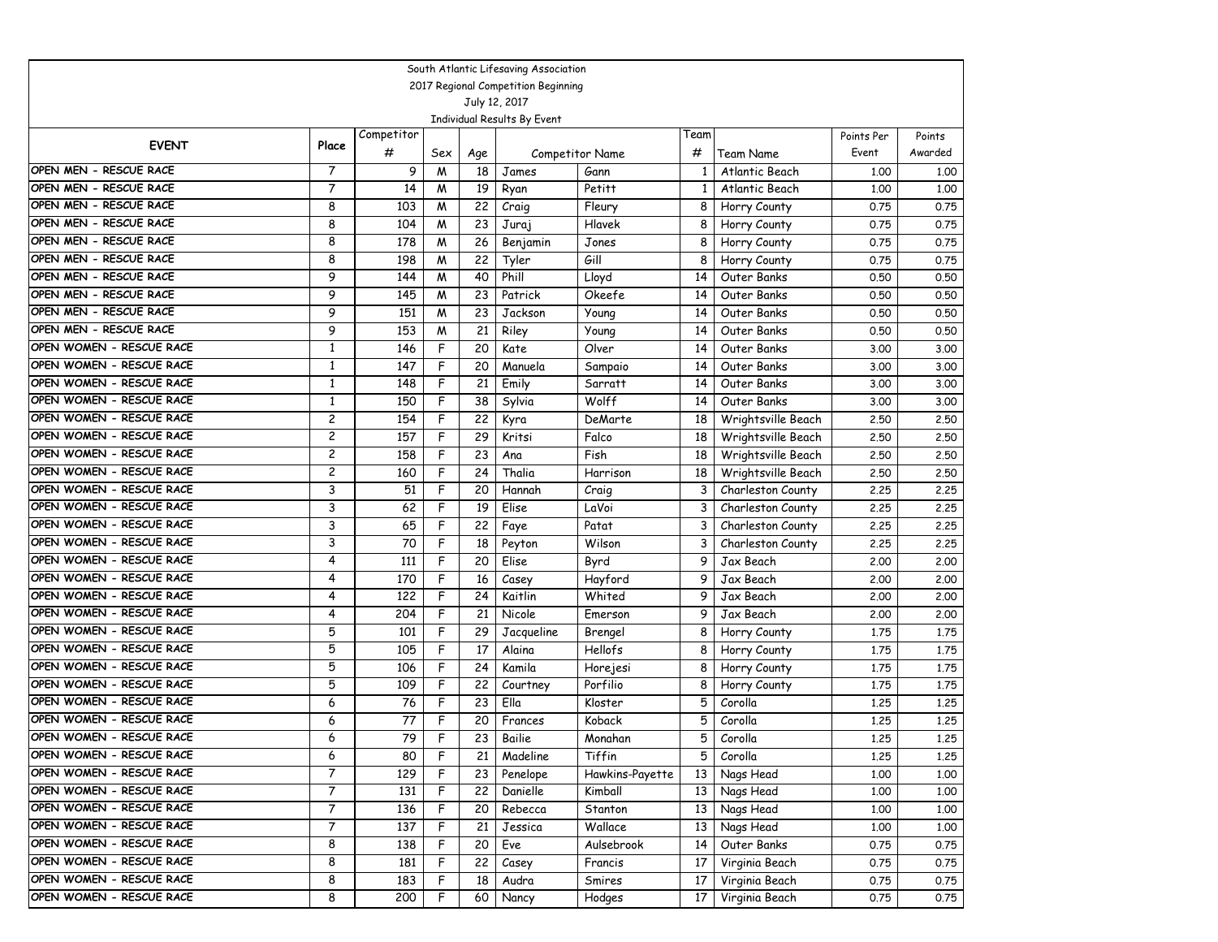South Atlantic Lifesaving Association

2017 Regional Competition Beginning

July 12, 2017

Individual Results By Event

| EVENT | Place | Competitor # | Sex | Age | Competitor Name | | Team # | Team Name | Points Per Event | Points Awarded |
|---|---|---|---|---|---|---|---|---|---|---|
| OPEN MEN - RESCUE RACE | 7 | 9 | M | 18 | James | Gann | 1 | Atlantic Beach | 1.00 | 1.00 |
| OPEN MEN - RESCUE RACE | 7 | 14 | M | 19 | Ryan | Petitt | 1 | Atlantic Beach | 1.00 | 1.00 |
| OPEN MEN - RESCUE RACE | 8 | 103 | M | 22 | Craig | Fleury | 8 | Horry County | 0.75 | 0.75 |
| OPEN MEN - RESCUE RACE | 8 | 104 | M | 23 | Juraj | Hlavek | 8 | Horry County | 0.75 | 0.75 |
| OPEN MEN - RESCUE RACE | 8 | 178 | M | 26 | Benjamin | Jones | 8 | Horry County | 0.75 | 0.75 |
| OPEN MEN - RESCUE RACE | 8 | 198 | M | 22 | Tyler | Gill | 8 | Horry County | 0.75 | 0.75 |
| OPEN MEN - RESCUE RACE | 9 | 144 | M | 40 | Phill | Lloyd | 14 | Outer Banks | 0.50 | 0.50 |
| OPEN MEN - RESCUE RACE | 9 | 145 | M | 23 | Patrick | Okeefe | 14 | Outer Banks | 0.50 | 0.50 |
| OPEN MEN - RESCUE RACE | 9 | 151 | M | 23 | Jackson | Young | 14 | Outer Banks | 0.50 | 0.50 |
| OPEN MEN - RESCUE RACE | 9 | 153 | M | 21 | Riley | Young | 14 | Outer Banks | 0.50 | 0.50 |
| OPEN WOMEN - RESCUE RACE | 1 | 146 | F | 20 | Kate | Olver | 14 | Outer Banks | 3.00 | 3.00 |
| OPEN WOMEN - RESCUE RACE | 1 | 147 | F | 20 | Manuela | Sampaio | 14 | Outer Banks | 3.00 | 3.00 |
| OPEN WOMEN - RESCUE RACE | 1 | 148 | F | 21 | Emily | Sarratt | 14 | Outer Banks | 3.00 | 3.00 |
| OPEN WOMEN - RESCUE RACE | 1 | 150 | F | 38 | Sylvia | Wolff | 14 | Outer Banks | 3.00 | 3.00 |
| OPEN WOMEN - RESCUE RACE | 2 | 154 | F | 22 | Kyra | DeMarte | 18 | Wrightsville Beach | 2.50 | 2.50 |
| OPEN WOMEN - RESCUE RACE | 2 | 157 | F | 29 | Kritsi | Falco | 18 | Wrightsville Beach | 2.50 | 2.50 |
| OPEN WOMEN - RESCUE RACE | 2 | 158 | F | 23 | Ana | Fish | 18 | Wrightsville Beach | 2.50 | 2.50 |
| OPEN WOMEN - RESCUE RACE | 2 | 160 | F | 24 | Thalia | Harrison | 18 | Wrightsville Beach | 2.50 | 2.50 |
| OPEN WOMEN - RESCUE RACE | 3 | 51 | F | 20 | Hannah | Craig | 3 | Charleston County | 2.25 | 2.25 |
| OPEN WOMEN - RESCUE RACE | 3 | 62 | F | 19 | Elise | LaVoi | 3 | Charleston County | 2.25 | 2.25 |
| OPEN WOMEN - RESCUE RACE | 3 | 65 | F | 22 | Faye | Patat | 3 | Charleston County | 2.25 | 2.25 |
| OPEN WOMEN - RESCUE RACE | 3 | 70 | F | 18 | Peyton | Wilson | 3 | Charleston County | 2.25 | 2.25 |
| OPEN WOMEN - RESCUE RACE | 4 | 111 | F | 20 | Elise | Byrd | 9 | Jax Beach | 2.00 | 2.00 |
| OPEN WOMEN - RESCUE RACE | 4 | 170 | F | 16 | Casey | Hayford | 9 | Jax Beach | 2.00 | 2.00 |
| OPEN WOMEN - RESCUE RACE | 4 | 122 | F | 24 | Kaitlin | Whited | 9 | Jax Beach | 2.00 | 2.00 |
| OPEN WOMEN - RESCUE RACE | 4 | 204 | F | 21 | Nicole | Emerson | 9 | Jax Beach | 2.00 | 2.00 |
| OPEN WOMEN - RESCUE RACE | 5 | 101 | F | 29 | Jacqueline | Brengel | 8 | Horry County | 1.75 | 1.75 |
| OPEN WOMEN - RESCUE RACE | 5 | 105 | F | 17 | Alaina | Hellofs | 8 | Horry County | 1.75 | 1.75 |
| OPEN WOMEN - RESCUE RACE | 5 | 106 | F | 24 | Kamila | Horejesi | 8 | Horry County | 1.75 | 1.75 |
| OPEN WOMEN - RESCUE RACE | 5 | 109 | F | 22 | Courtney | Porfilio | 8 | Horry County | 1.75 | 1.75 |
| OPEN WOMEN - RESCUE RACE | 6 | 76 | F | 23 | Ella | Kloster | 5 | Corolla | 1.25 | 1.25 |
| OPEN WOMEN - RESCUE RACE | 6 | 77 | F | 20 | Frances | Koback | 5 | Corolla | 1.25 | 1.25 |
| OPEN WOMEN - RESCUE RACE | 6 | 79 | F | 23 | Bailie | Monahan | 5 | Corolla | 1.25 | 1.25 |
| OPEN WOMEN - RESCUE RACE | 6 | 80 | F | 21 | Madeline | Tiffin | 5 | Corolla | 1.25 | 1.25 |
| OPEN WOMEN - RESCUE RACE | 7 | 129 | F | 23 | Penelope | Hawkins-Payette | 13 | Nags Head | 1.00 | 1.00 |
| OPEN WOMEN - RESCUE RACE | 7 | 131 | F | 22 | Danielle | Kimball | 13 | Nags Head | 1.00 | 1.00 |
| OPEN WOMEN - RESCUE RACE | 7 | 136 | F | 20 | Rebecca | Stanton | 13 | Nags Head | 1.00 | 1.00 |
| OPEN WOMEN - RESCUE RACE | 7 | 137 | F | 21 | Jessica | Wallace | 13 | Nags Head | 1.00 | 1.00 |
| OPEN WOMEN - RESCUE RACE | 8 | 138 | F | 20 | Eve | Aulsebrook | 14 | Outer Banks | 0.75 | 0.75 |
| OPEN WOMEN - RESCUE RACE | 8 | 181 | F | 22 | Casey | Francis | 17 | Virginia Beach | 0.75 | 0.75 |
| OPEN WOMEN - RESCUE RACE | 8 | 183 | F | 18 | Audra | Smires | 17 | Virginia Beach | 0.75 | 0.75 |
| OPEN WOMEN - RESCUE RACE | 8 | 200 | F | 60 | Nancy | Hodges | 17 | Virginia Beach | 0.75 | 0.75 |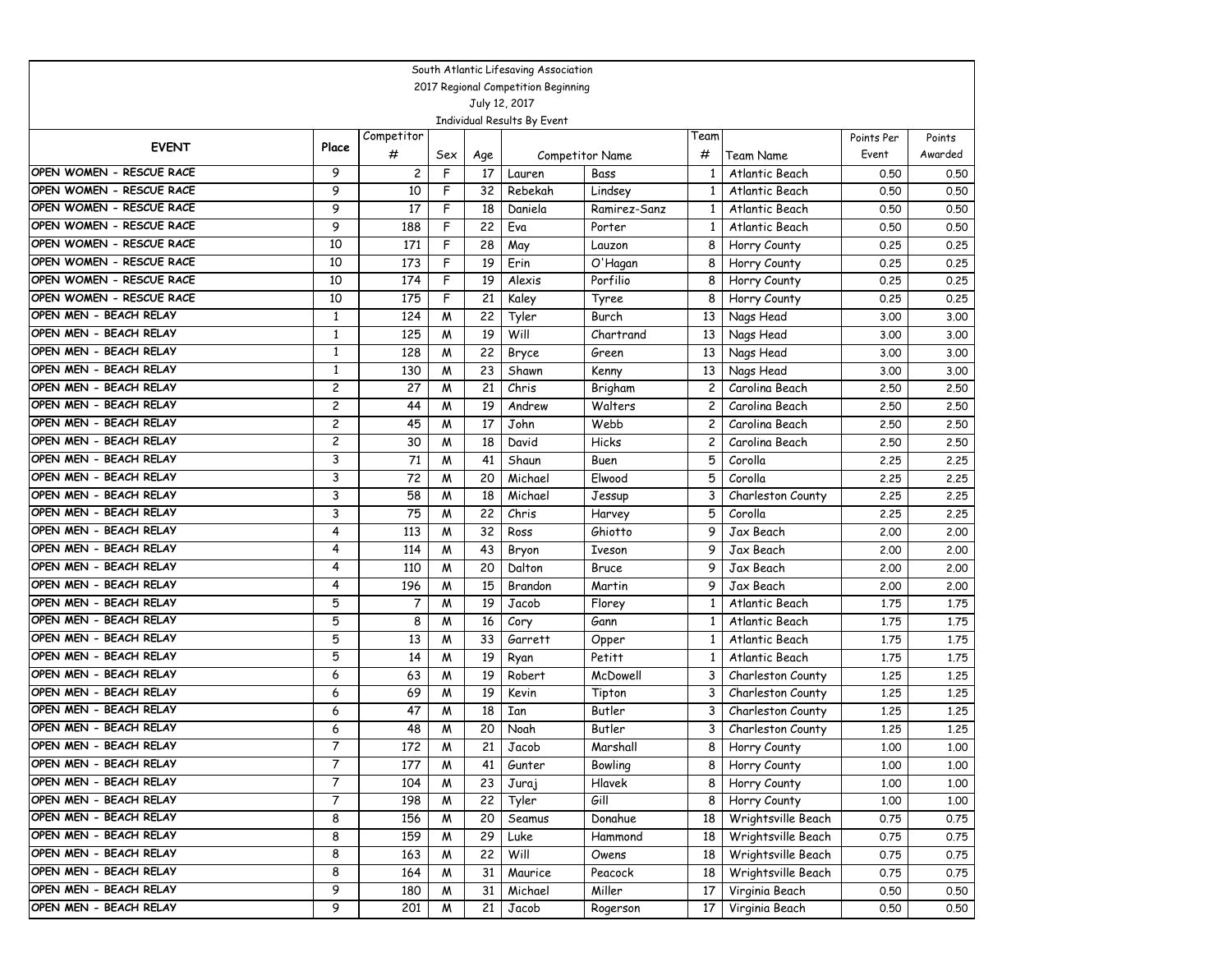South Atlantic Lifesaving Association

2017 Regional Competition Beginning

July 12, 2017

Individual Results By Event

| EVENT | Place | Competitor # | Sex | Age | Competitor Name | | Team # | Team Name | Points Per Event | Points Awarded |
|---|---|---|---|---|---|---|---|---|---|---|
| OPEN WOMEN - RESCUE RACE | 9 | 2 | F | 17 | Lauren | Bass | 1 | Atlantic Beach | 0.50 | 0.50 |
| OPEN WOMEN - RESCUE RACE | 9 | 10 | F | 32 | Rebekah | Lindsey | 1 | Atlantic Beach | 0.50 | 0.50 |
| OPEN WOMEN - RESCUE RACE | 9 | 17 | F | 18 | Daniela | Ramirez-Sanz | 1 | Atlantic Beach | 0.50 | 0.50 |
| OPEN WOMEN - RESCUE RACE | 9 | 188 | F | 22 | Eva | Porter | 1 | Atlantic Beach | 0.50 | 0.50 |
| OPEN WOMEN - RESCUE RACE | 10 | 171 | F | 28 | May | Lauzon | 8 | Horry County | 0.25 | 0.25 |
| OPEN WOMEN - RESCUE RACE | 10 | 173 | F | 19 | Erin | O'Hagan | 8 | Horry County | 0.25 | 0.25 |
| OPEN WOMEN - RESCUE RACE | 10 | 174 | F | 19 | Alexis | Porfilio | 8 | Horry County | 0.25 | 0.25 |
| OPEN WOMEN - RESCUE RACE | 10 | 175 | F | 21 | Kaley | Tyree | 8 | Horry County | 0.25 | 0.25 |
| OPEN MEN - BEACH RELAY | 1 | 124 | M | 22 | Tyler | Burch | 13 | Nags Head | 3.00 | 3.00 |
| OPEN MEN - BEACH RELAY | 1 | 125 | M | 19 | Will | Chartrand | 13 | Nags Head | 3.00 | 3.00 |
| OPEN MEN - BEACH RELAY | 1 | 128 | M | 22 | Bryce | Green | 13 | Nags Head | 3.00 | 3.00 |
| OPEN MEN - BEACH RELAY | 1 | 130 | M | 23 | Shawn | Kenny | 13 | Nags Head | 3.00 | 3.00 |
| OPEN MEN - BEACH RELAY | 2 | 27 | M | 21 | Chris | Brigham | 2 | Carolina Beach | 2.50 | 2.50 |
| OPEN MEN - BEACH RELAY | 2 | 44 | M | 19 | Andrew | Walters | 2 | Carolina Beach | 2.50 | 2.50 |
| OPEN MEN - BEACH RELAY | 2 | 45 | M | 17 | John | Webb | 2 | Carolina Beach | 2.50 | 2.50 |
| OPEN MEN - BEACH RELAY | 2 | 30 | M | 18 | David | Hicks | 2 | Carolina Beach | 2.50 | 2.50 |
| OPEN MEN - BEACH RELAY | 3 | 71 | M | 41 | Shaun | Buen | 5 | Corolla | 2.25 | 2.25 |
| OPEN MEN - BEACH RELAY | 3 | 72 | M | 20 | Michael | Elwood | 5 | Corolla | 2.25 | 2.25 |
| OPEN MEN - BEACH RELAY | 3 | 58 | M | 18 | Michael | Jessup | 3 | Charleston County | 2.25 | 2.25 |
| OPEN MEN - BEACH RELAY | 3 | 75 | M | 22 | Chris | Harvey | 5 | Corolla | 2.25 | 2.25 |
| OPEN MEN - BEACH RELAY | 4 | 113 | M | 32 | Ross | Ghiotto | 9 | Jax Beach | 2.00 | 2.00 |
| OPEN MEN - BEACH RELAY | 4 | 114 | M | 43 | Bryon | Iveson | 9 | Jax Beach | 2.00 | 2.00 |
| OPEN MEN - BEACH RELAY | 4 | 110 | M | 20 | Dalton | Bruce | 9 | Jax Beach | 2.00 | 2.00 |
| OPEN MEN - BEACH RELAY | 4 | 196 | M | 15 | Brandon | Martin | 9 | Jax Beach | 2.00 | 2.00 |
| OPEN MEN - BEACH RELAY | 5 | 7 | M | 19 | Jacob | Florey | 1 | Atlantic Beach | 1.75 | 1.75 |
| OPEN MEN - BEACH RELAY | 5 | 8 | M | 16 | Cory | Gann | 1 | Atlantic Beach | 1.75 | 1.75 |
| OPEN MEN - BEACH RELAY | 5 | 13 | M | 33 | Garrett | Opper | 1 | Atlantic Beach | 1.75 | 1.75 |
| OPEN MEN - BEACH RELAY | 5 | 14 | M | 19 | Ryan | Petitt | 1 | Atlantic Beach | 1.75 | 1.75 |
| OPEN MEN - BEACH RELAY | 6 | 63 | M | 19 | Robert | McDowell | 3 | Charleston County | 1.25 | 1.25 |
| OPEN MEN - BEACH RELAY | 6 | 69 | M | 19 | Kevin | Tipton | 3 | Charleston County | 1.25 | 1.25 |
| OPEN MEN - BEACH RELAY | 6 | 47 | M | 18 | Ian | Butler | 3 | Charleston County | 1.25 | 1.25 |
| OPEN MEN - BEACH RELAY | 6 | 48 | M | 20 | Noah | Butler | 3 | Charleston County | 1.25 | 1.25 |
| OPEN MEN - BEACH RELAY | 7 | 172 | M | 21 | Jacob | Marshall | 8 | Horry County | 1.00 | 1.00 |
| OPEN MEN - BEACH RELAY | 7 | 177 | M | 41 | Gunter | Bowling | 8 | Horry County | 1.00 | 1.00 |
| OPEN MEN - BEACH RELAY | 7 | 104 | M | 23 | Juraj | Hlavek | 8 | Horry County | 1.00 | 1.00 |
| OPEN MEN - BEACH RELAY | 7 | 198 | M | 22 | Tyler | Gill | 8 | Horry County | 1.00 | 1.00 |
| OPEN MEN - BEACH RELAY | 8 | 156 | M | 20 | Seamus | Donahue | 18 | Wrightsville Beach | 0.75 | 0.75 |
| OPEN MEN - BEACH RELAY | 8 | 159 | M | 29 | Luke | Hammond | 18 | Wrightsville Beach | 0.75 | 0.75 |
| OPEN MEN - BEACH RELAY | 8 | 163 | M | 22 | Will | Owens | 18 | Wrightsville Beach | 0.75 | 0.75 |
| OPEN MEN - BEACH RELAY | 8 | 164 | M | 31 | Maurice | Peacock | 18 | Wrightsville Beach | 0.75 | 0.75 |
| OPEN MEN - BEACH RELAY | 9 | 180 | M | 31 | Michael | Miller | 17 | Virginia Beach | 0.50 | 0.50 |
| OPEN MEN - BEACH RELAY | 9 | 201 | M | 21 | Jacob | Rogerson | 17 | Virginia Beach | 0.50 | 0.50 |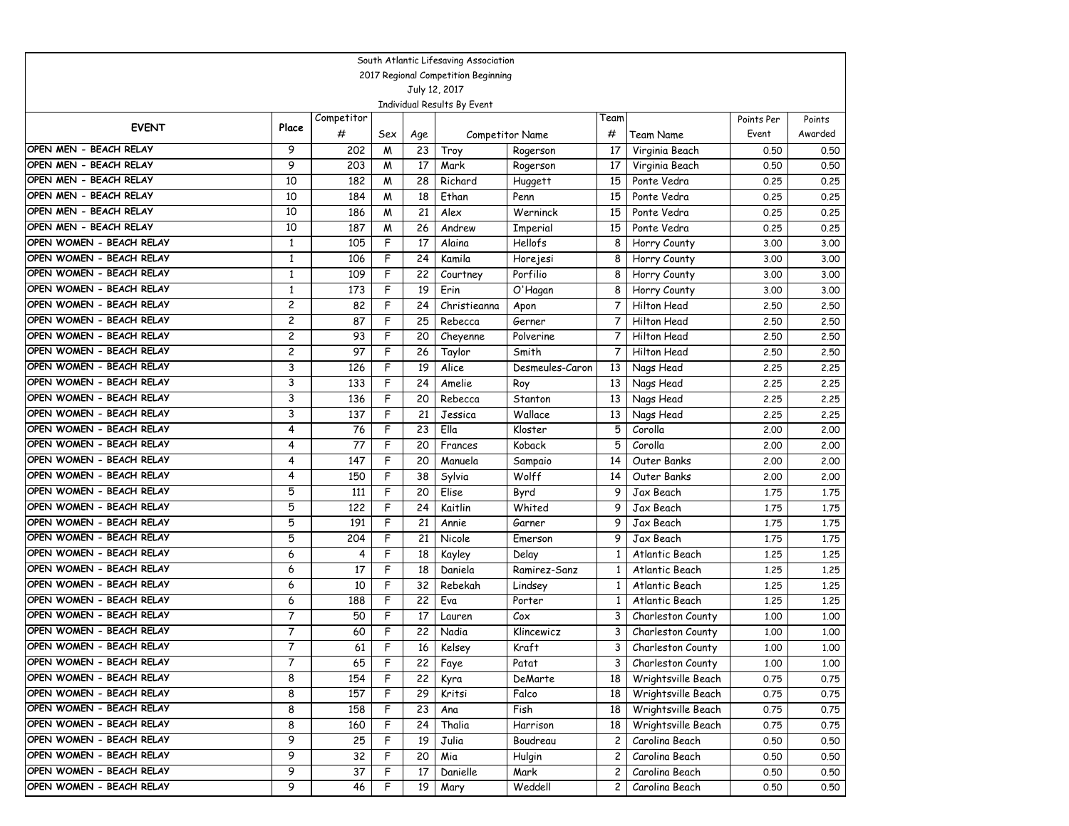South Atlantic Lifesaving Association

2017 Regional Competition Beginning

July 12, 2017

Individual Results By Event

| EVENT | Place | Competitor # | Sex | Age | Competitor Name | | Team # | Team Name | Points Per Event | Points Awarded |
|---|---|---|---|---|---|---|---|---|---|---|
| OPEN MEN - BEACH RELAY | 9 | 202 | M | 23 | Troy | Rogerson | 17 | Virginia Beach | 0.50 | 0.50 |
| OPEN MEN - BEACH RELAY | 9 | 203 | M | 17 | Mark | Rogerson | 17 | Virginia Beach | 0.50 | 0.50 |
| OPEN MEN - BEACH RELAY | 10 | 182 | M | 28 | Richard | Huggett | 15 | Ponte Vedra | 0.25 | 0.25 |
| OPEN MEN - BEACH RELAY | 10 | 184 | M | 18 | Ethan | Penn | 15 | Ponte Vedra | 0.25 | 0.25 |
| OPEN MEN - BEACH RELAY | 10 | 186 | M | 21 | Alex | Werninck | 15 | Ponte Vedra | 0.25 | 0.25 |
| OPEN MEN - BEACH RELAY | 10 | 187 | M | 26 | Andrew | Imperial | 15 | Ponte Vedra | 0.25 | 0.25 |
| OPEN WOMEN - BEACH RELAY | 1 | 105 | F | 17 | Alaina | Hellofs | 8 | Horry County | 3.00 | 3.00 |
| OPEN WOMEN - BEACH RELAY | 1 | 106 | F | 24 | Kamila | Horejesi | 8 | Horry County | 3.00 | 3.00 |
| OPEN WOMEN - BEACH RELAY | 1 | 109 | F | 22 | Courtney | Porfilio | 8 | Horry County | 3.00 | 3.00 |
| OPEN WOMEN - BEACH RELAY | 1 | 173 | F | 19 | Erin | O'Hagan | 8 | Horry County | 3.00 | 3.00 |
| OPEN WOMEN - BEACH RELAY | 2 | 82 | F | 24 | Christieanna | Apon | 7 | Hilton Head | 2.50 | 2.50 |
| OPEN WOMEN - BEACH RELAY | 2 | 87 | F | 25 | Rebecca | Gerner | 7 | Hilton Head | 2.50 | 2.50 |
| OPEN WOMEN - BEACH RELAY | 2 | 93 | F | 20 | Cheyenne | Polverine | 7 | Hilton Head | 2.50 | 2.50 |
| OPEN WOMEN - BEACH RELAY | 2 | 97 | F | 26 | Taylor | Smith | 7 | Hilton Head | 2.50 | 2.50 |
| OPEN WOMEN - BEACH RELAY | 3 | 126 | F | 19 | Alice | Desmeules-Caron | 13 | Nags Head | 2.25 | 2.25 |
| OPEN WOMEN - BEACH RELAY | 3 | 133 | F | 24 | Amelie | Roy | 13 | Nags Head | 2.25 | 2.25 |
| OPEN WOMEN - BEACH RELAY | 3 | 136 | F | 20 | Rebecca | Stanton | 13 | Nags Head | 2.25 | 2.25 |
| OPEN WOMEN - BEACH RELAY | 3 | 137 | F | 21 | Jessica | Wallace | 13 | Nags Head | 2.25 | 2.25 |
| OPEN WOMEN - BEACH RELAY | 4 | 76 | F | 23 | Ella | Kloster | 5 | Corolla | 2.00 | 2.00 |
| OPEN WOMEN - BEACH RELAY | 4 | 77 | F | 20 | Frances | Koback | 5 | Corolla | 2.00 | 2.00 |
| OPEN WOMEN - BEACH RELAY | 4 | 147 | F | 20 | Manuela | Sampaio | 14 | Outer Banks | 2.00 | 2.00 |
| OPEN WOMEN - BEACH RELAY | 4 | 150 | F | 38 | Sylvia | Wolff | 14 | Outer Banks | 2.00 | 2.00 |
| OPEN WOMEN - BEACH RELAY | 5 | 111 | F | 20 | Elise | Byrd | 9 | Jax Beach | 1.75 | 1.75 |
| OPEN WOMEN - BEACH RELAY | 5 | 122 | F | 24 | Kaitlin | Whited | 9 | Jax Beach | 1.75 | 1.75 |
| OPEN WOMEN - BEACH RELAY | 5 | 191 | F | 21 | Annie | Garner | 9 | Jax Beach | 1.75 | 1.75 |
| OPEN WOMEN - BEACH RELAY | 5 | 204 | F | 21 | Nicole | Emerson | 9 | Jax Beach | 1.75 | 1.75 |
| OPEN WOMEN - BEACH RELAY | 6 | 4 | F | 18 | Kayley | Delay | 1 | Atlantic Beach | 1.25 | 1.25 |
| OPEN WOMEN - BEACH RELAY | 6 | 17 | F | 18 | Daniela | Ramirez-Sanz | 1 | Atlantic Beach | 1.25 | 1.25 |
| OPEN WOMEN - BEACH RELAY | 6 | 10 | F | 32 | Rebekah | Lindsey | 1 | Atlantic Beach | 1.25 | 1.25 |
| OPEN WOMEN - BEACH RELAY | 6 | 188 | F | 22 | Eva | Porter | 1 | Atlantic Beach | 1.25 | 1.25 |
| OPEN WOMEN - BEACH RELAY | 7 | 50 | F | 17 | Lauren | Cox | 3 | Charleston County | 1.00 | 1.00 |
| OPEN WOMEN - BEACH RELAY | 7 | 60 | F | 22 | Nadia | Klincewicz | 3 | Charleston County | 1.00 | 1.00 |
| OPEN WOMEN - BEACH RELAY | 7 | 61 | F | 16 | Kelsey | Kraft | 3 | Charleston County | 1.00 | 1.00 |
| OPEN WOMEN - BEACH RELAY | 7 | 65 | F | 22 | Faye | Patat | 3 | Charleston County | 1.00 | 1.00 |
| OPEN WOMEN - BEACH RELAY | 8 | 154 | F | 22 | Kyra | DeMarte | 18 | Wrightsville Beach | 0.75 | 0.75 |
| OPEN WOMEN - BEACH RELAY | 8 | 157 | F | 29 | Kritsi | Falco | 18 | Wrightsville Beach | 0.75 | 0.75 |
| OPEN WOMEN - BEACH RELAY | 8 | 158 | F | 23 | Ana | Fish | 18 | Wrightsville Beach | 0.75 | 0.75 |
| OPEN WOMEN - BEACH RELAY | 8 | 160 | F | 24 | Thalia | Harrison | 18 | Wrightsville Beach | 0.75 | 0.75 |
| OPEN WOMEN - BEACH RELAY | 9 | 25 | F | 19 | Julia | Boudreau | 2 | Carolina Beach | 0.50 | 0.50 |
| OPEN WOMEN - BEACH RELAY | 9 | 32 | F | 20 | Mia | Hulgin | 2 | Carolina Beach | 0.50 | 0.50 |
| OPEN WOMEN - BEACH RELAY | 9 | 37 | F | 17 | Danielle | Mark | 2 | Carolina Beach | 0.50 | 0.50 |
| OPEN WOMEN - BEACH RELAY | 9 | 46 | F | 19 | Mary | Weddell | 2 | Carolina Beach | 0.50 | 0.50 |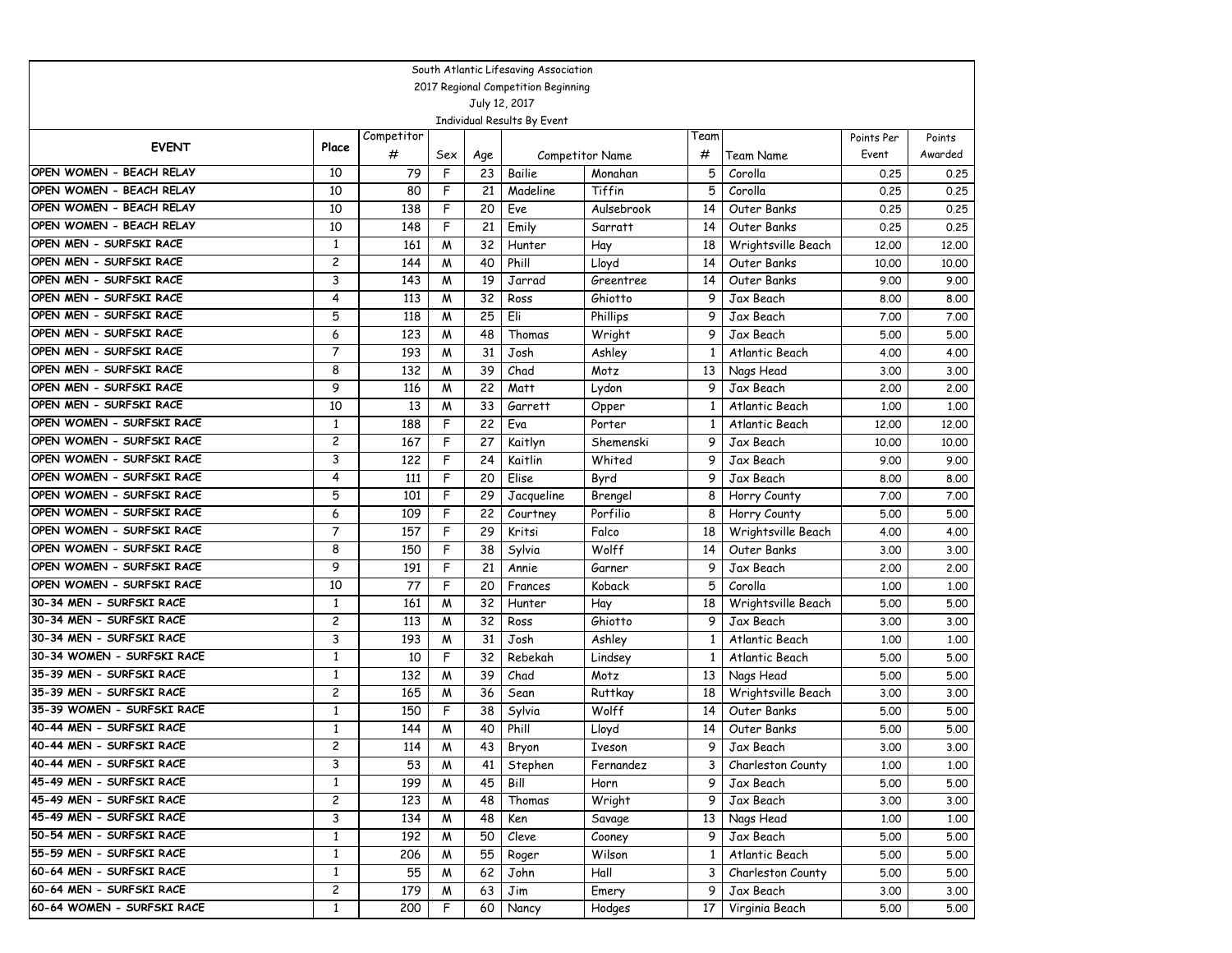South Atlantic Lifesaving Association
2017 Regional Competition Beginning
July 12, 2017
Individual Results By Event

| EVENT | Place | Competitor # | Sex | Age | Competitor Name | | Team # | Team Name | Points Per Event | Points Awarded |
|---|---|---|---|---|---|---|---|---|---|---|
| OPEN WOMEN - BEACH RELAY | 10 | 79 | F | 23 | Bailie | Monahan | 5 | Corolla | 0.25 | 0.25 |
| OPEN WOMEN - BEACH RELAY | 10 | 80 | F | 21 | Madeline | Tiffin | 5 | Corolla | 0.25 | 0.25 |
| OPEN WOMEN - BEACH RELAY | 10 | 138 | F | 20 | Eve | Aulsebrook | 14 | Outer Banks | 0.25 | 0.25 |
| OPEN WOMEN - BEACH RELAY | 10 | 148 | F | 21 | Emily | Sarratt | 14 | Outer Banks | 0.25 | 0.25 |
| OPEN MEN - SURFSKI RACE | 1 | 161 | M | 32 | Hunter | Hay | 18 | Wrightsville Beach | 12.00 | 12.00 |
| OPEN MEN - SURFSKI RACE | 2 | 144 | M | 40 | Phill | Lloyd | 14 | Outer Banks | 10.00 | 10.00 |
| OPEN MEN - SURFSKI RACE | 3 | 143 | M | 19 | Jarrad | Greentree | 14 | Outer Banks | 9.00 | 9.00 |
| OPEN MEN - SURFSKI RACE | 4 | 113 | M | 32 | Ross | Ghiotto | 9 | Jax Beach | 8.00 | 8.00 |
| OPEN MEN - SURFSKI RACE | 5 | 118 | M | 25 | Eli | Phillips | 9 | Jax Beach | 7.00 | 7.00 |
| OPEN MEN - SURFSKI RACE | 6 | 123 | M | 48 | Thomas | Wright | 9 | Jax Beach | 5.00 | 5.00 |
| OPEN MEN - SURFSKI RACE | 7 | 193 | M | 31 | Josh | Ashley | 1 | Atlantic Beach | 4.00 | 4.00 |
| OPEN MEN - SURFSKI RACE | 8 | 132 | M | 39 | Chad | Motz | 13 | Nags Head | 3.00 | 3.00 |
| OPEN MEN - SURFSKI RACE | 9 | 116 | M | 22 | Matt | Lydon | 9 | Jax Beach | 2.00 | 2.00 |
| OPEN MEN - SURFSKI RACE | 10 | 13 | M | 33 | Garrett | Opper | 1 | Atlantic Beach | 1.00 | 1.00 |
| OPEN WOMEN - SURFSKI RACE | 1 | 188 | F | 22 | Eva | Porter | 1 | Atlantic Beach | 12.00 | 12.00 |
| OPEN WOMEN - SURFSKI RACE | 2 | 167 | F | 27 | Kaitlyn | Shemenski | 9 | Jax Beach | 10.00 | 10.00 |
| OPEN WOMEN - SURFSKI RACE | 3 | 122 | F | 24 | Kaitlin | Whited | 9 | Jax Beach | 9.00 | 9.00 |
| OPEN WOMEN - SURFSKI RACE | 4 | 111 | F | 20 | Elise | Byrd | 9 | Jax Beach | 8.00 | 8.00 |
| OPEN WOMEN - SURFSKI RACE | 5 | 101 | F | 29 | Jacqueline | Brengel | 8 | Horry County | 7.00 | 7.00 |
| OPEN WOMEN - SURFSKI RACE | 6 | 109 | F | 22 | Courtney | Porfilio | 8 | Horry County | 5.00 | 5.00 |
| OPEN WOMEN - SURFSKI RACE | 7 | 157 | F | 29 | Kritsi | Falco | 18 | Wrightsville Beach | 4.00 | 4.00 |
| OPEN WOMEN - SURFSKI RACE | 8 | 150 | F | 38 | Sylvia | Wolff | 14 | Outer Banks | 3.00 | 3.00 |
| OPEN WOMEN - SURFSKI RACE | 9 | 191 | F | 21 | Annie | Garner | 9 | Jax Beach | 2.00 | 2.00 |
| OPEN WOMEN - SURFSKI RACE | 10 | 77 | F | 20 | Frances | Koback | 5 | Corolla | 1.00 | 1.00 |
| 30-34 MEN - SURFSKI RACE | 1 | 161 | M | 32 | Hunter | Hay | 18 | Wrightsville Beach | 5.00 | 5.00 |
| 30-34 MEN - SURFSKI RACE | 2 | 113 | M | 32 | Ross | Ghiotto | 9 | Jax Beach | 3.00 | 3.00 |
| 30-34 MEN - SURFSKI RACE | 3 | 193 | M | 31 | Josh | Ashley | 1 | Atlantic Beach | 1.00 | 1.00 |
| 30-34 WOMEN - SURFSKI RACE | 1 | 10 | F | 32 | Rebekah | Lindsey | 1 | Atlantic Beach | 5.00 | 5.00 |
| 35-39 MEN - SURFSKI RACE | 1 | 132 | M | 39 | Chad | Motz | 13 | Nags Head | 5.00 | 5.00 |
| 35-39 MEN - SURFSKI RACE | 2 | 165 | M | 36 | Sean | Ruttkay | 18 | Wrightsville Beach | 3.00 | 3.00 |
| 35-39 WOMEN - SURFSKI RACE | 1 | 150 | F | 38 | Sylvia | Wolff | 14 | Outer Banks | 5.00 | 5.00 |
| 40-44 MEN - SURFSKI RACE | 1 | 144 | M | 40 | Phill | Lloyd | 14 | Outer Banks | 5.00 | 5.00 |
| 40-44 MEN - SURFSKI RACE | 2 | 114 | M | 43 | Bryon | Iveson | 9 | Jax Beach | 3.00 | 3.00 |
| 40-44 MEN - SURFSKI RACE | 3 | 53 | M | 41 | Stephen | Fernandez | 3 | Charleston County | 1.00 | 1.00 |
| 45-49 MEN - SURFSKI RACE | 1 | 199 | M | 45 | Bill | Horn | 9 | Jax Beach | 5.00 | 5.00 |
| 45-49 MEN - SURFSKI RACE | 2 | 123 | M | 48 | Thomas | Wright | 9 | Jax Beach | 3.00 | 3.00 |
| 45-49 MEN - SURFSKI RACE | 3 | 134 | M | 48 | Ken | Savage | 13 | Nags Head | 1.00 | 1.00 |
| 50-54 MEN - SURFSKI RACE | 1 | 192 | M | 50 | Cleve | Cooney | 9 | Jax Beach | 5.00 | 5.00 |
| 55-59 MEN - SURFSKI RACE | 1 | 206 | M | 55 | Roger | Wilson | 1 | Atlantic Beach | 5.00 | 5.00 |
| 60-64 MEN - SURFSKI RACE | 1 | 55 | M | 62 | John | Hall | 3 | Charleston County | 5.00 | 5.00 |
| 60-64 MEN - SURFSKI RACE | 2 | 179 | M | 63 | Jim | Emery | 9 | Jax Beach | 3.00 | 3.00 |
| 60-64 WOMEN - SURFSKI RACE | 1 | 200 | F | 60 | Nancy | Hodges | 17 | Virginia Beach | 5.00 | 5.00 |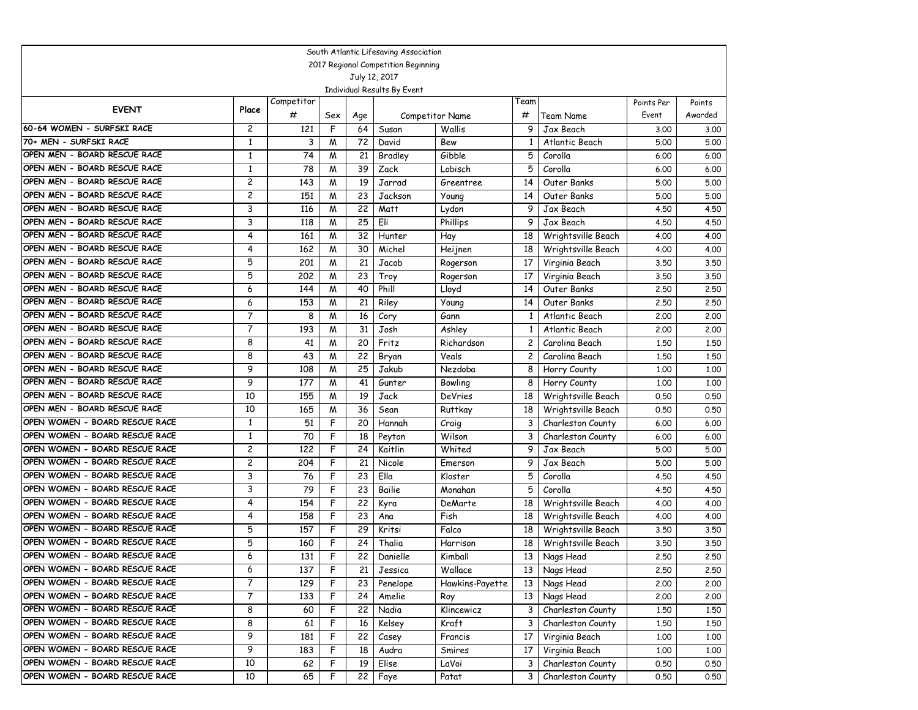South Atlantic Lifesaving Association
2017 Regional Competition Beginning
July 12, 2017
Individual Results By Event

| EVENT | Place | Competitor # | Sex | Age | Competitor Name | | Team # | Team Name | Points Per Event | Points Awarded |
|---|---|---|---|---|---|---|---|---|---|---|
| 60-64 WOMEN - SURFSKI RACE | 2 | 121 | F | 64 | Susan | Wallis | 9 | Jax Beach | 3.00 | 3.00 |
| 70+ MEN - SURFSKI RACE | 1 | 3 | M | 72 | David | Bew | 1 | Atlantic Beach | 5.00 | 5.00 |
| OPEN MEN - BOARD RESCUE RACE | 1 | 74 | M | 21 | Bradley | Gibble | 5 | Corolla | 6.00 | 6.00 |
| OPEN MEN - BOARD RESCUE RACE | 1 | 78 | M | 39 | Zack | Lobisch | 5 | Corolla | 6.00 | 6.00 |
| OPEN MEN - BOARD RESCUE RACE | 2 | 143 | M | 19 | Jarrad | Greentree | 14 | Outer Banks | 5.00 | 5.00 |
| OPEN MEN - BOARD RESCUE RACE | 2 | 151 | M | 23 | Jackson | Young | 14 | Outer Banks | 5.00 | 5.00 |
| OPEN MEN - BOARD RESCUE RACE | 3 | 116 | M | 22 | Matt | Lydon | 9 | Jax Beach | 4.50 | 4.50 |
| OPEN MEN - BOARD RESCUE RACE | 3 | 118 | M | 25 | Eli | Phillips | 9 | Jax Beach | 4.50 | 4.50 |
| OPEN MEN - BOARD RESCUE RACE | 4 | 161 | M | 32 | Hunter | Hay | 18 | Wrightsville Beach | 4.00 | 4.00 |
| OPEN MEN - BOARD RESCUE RACE | 4 | 162 | M | 30 | Michel | Heijnen | 18 | Wrightsville Beach | 4.00 | 4.00 |
| OPEN MEN - BOARD RESCUE RACE | 5 | 201 | M | 21 | Jacob | Rogerson | 17 | Virginia Beach | 3.50 | 3.50 |
| OPEN MEN - BOARD RESCUE RACE | 5 | 202 | M | 23 | Troy | Rogerson | 17 | Virginia Beach | 3.50 | 3.50 |
| OPEN MEN - BOARD RESCUE RACE | 6 | 144 | M | 40 | Phill | Lloyd | 14 | Outer Banks | 2.50 | 2.50 |
| OPEN MEN - BOARD RESCUE RACE | 6 | 153 | M | 21 | Riley | Young | 14 | Outer Banks | 2.50 | 2.50 |
| OPEN MEN - BOARD RESCUE RACE | 7 | 8 | M | 16 | Cory | Gann | 1 | Atlantic Beach | 2.00 | 2.00 |
| OPEN MEN - BOARD RESCUE RACE | 7 | 193 | M | 31 | Josh | Ashley | 1 | Atlantic Beach | 2.00 | 2.00 |
| OPEN MEN - BOARD RESCUE RACE | 8 | 41 | M | 20 | Fritz | Richardson | 2 | Carolina Beach | 1.50 | 1.50 |
| OPEN MEN - BOARD RESCUE RACE | 8 | 43 | M | 22 | Bryan | Veals | 2 | Carolina Beach | 1.50 | 1.50 |
| OPEN MEN - BOARD RESCUE RACE | 9 | 108 | M | 25 | Jakub | Nezdoba | 8 | Horry County | 1.00 | 1.00 |
| OPEN MEN - BOARD RESCUE RACE | 9 | 177 | M | 41 | Gunter | Bowling | 8 | Horry County | 1.00 | 1.00 |
| OPEN MEN - BOARD RESCUE RACE | 10 | 155 | M | 19 | Jack | DeVries | 18 | Wrightsville Beach | 0.50 | 0.50 |
| OPEN MEN - BOARD RESCUE RACE | 10 | 165 | M | 36 | Sean | Ruttkay | 18 | Wrightsville Beach | 0.50 | 0.50 |
| OPEN WOMEN - BOARD RESCUE RACE | 1 | 51 | F | 20 | Hannah | Craig | 3 | Charleston County | 6.00 | 6.00 |
| OPEN WOMEN - BOARD RESCUE RACE | 1 | 70 | F | 18 | Peyton | Wilson | 3 | Charleston County | 6.00 | 6.00 |
| OPEN WOMEN - BOARD RESCUE RACE | 2 | 122 | F | 24 | Kaitlin | Whited | 9 | Jax Beach | 5.00 | 5.00 |
| OPEN WOMEN - BOARD RESCUE RACE | 2 | 204 | F | 21 | Nicole | Emerson | 9 | Jax Beach | 5.00 | 5.00 |
| OPEN WOMEN - BOARD RESCUE RACE | 3 | 76 | F | 23 | Ella | Kloster | 5 | Corolla | 4.50 | 4.50 |
| OPEN WOMEN - BOARD RESCUE RACE | 3 | 79 | F | 23 | Bailie | Monahan | 5 | Corolla | 4.50 | 4.50 |
| OPEN WOMEN - BOARD RESCUE RACE | 4 | 154 | F | 22 | Kyra | DeMarte | 18 | Wrightsville Beach | 4.00 | 4.00 |
| OPEN WOMEN - BOARD RESCUE RACE | 4 | 158 | F | 23 | Ana | Fish | 18 | Wrightsville Beach | 4.00 | 4.00 |
| OPEN WOMEN - BOARD RESCUE RACE | 5 | 157 | F | 29 | Kritsi | Falco | 18 | Wrightsville Beach | 3.50 | 3.50 |
| OPEN WOMEN - BOARD RESCUE RACE | 5 | 160 | F | 24 | Thalia | Harrison | 18 | Wrightsville Beach | 3.50 | 3.50 |
| OPEN WOMEN - BOARD RESCUE RACE | 6 | 131 | F | 22 | Danielle | Kimball | 13 | Nags Head | 2.50 | 2.50 |
| OPEN WOMEN - BOARD RESCUE RACE | 6 | 137 | F | 21 | Jessica | Wallace | 13 | Nags Head | 2.50 | 2.50 |
| OPEN WOMEN - BOARD RESCUE RACE | 7 | 129 | F | 23 | Penelope | Hawkins-Payette | 13 | Nags Head | 2.00 | 2.00 |
| OPEN WOMEN - BOARD RESCUE RACE | 7 | 133 | F | 24 | Amelie | Roy | 13 | Nags Head | 2.00 | 2.00 |
| OPEN WOMEN - BOARD RESCUE RACE | 8 | 60 | F | 22 | Nadia | Klincewicz | 3 | Charleston County | 1.50 | 1.50 |
| OPEN WOMEN - BOARD RESCUE RACE | 8 | 61 | F | 16 | Kelsey | Kraft | 3 | Charleston County | 1.50 | 1.50 |
| OPEN WOMEN - BOARD RESCUE RACE | 9 | 181 | F | 22 | Casey | Francis | 17 | Virginia Beach | 1.00 | 1.00 |
| OPEN WOMEN - BOARD RESCUE RACE | 9 | 183 | F | 18 | Audra | Smires | 17 | Virginia Beach | 1.00 | 1.00 |
| OPEN WOMEN - BOARD RESCUE RACE | 10 | 62 | F | 19 | Elise | LaVoi | 3 | Charleston County | 0.50 | 0.50 |
| OPEN WOMEN - BOARD RESCUE RACE | 10 | 65 | F | 22 | Faye | Patat | 3 | Charleston County | 0.50 | 0.50 |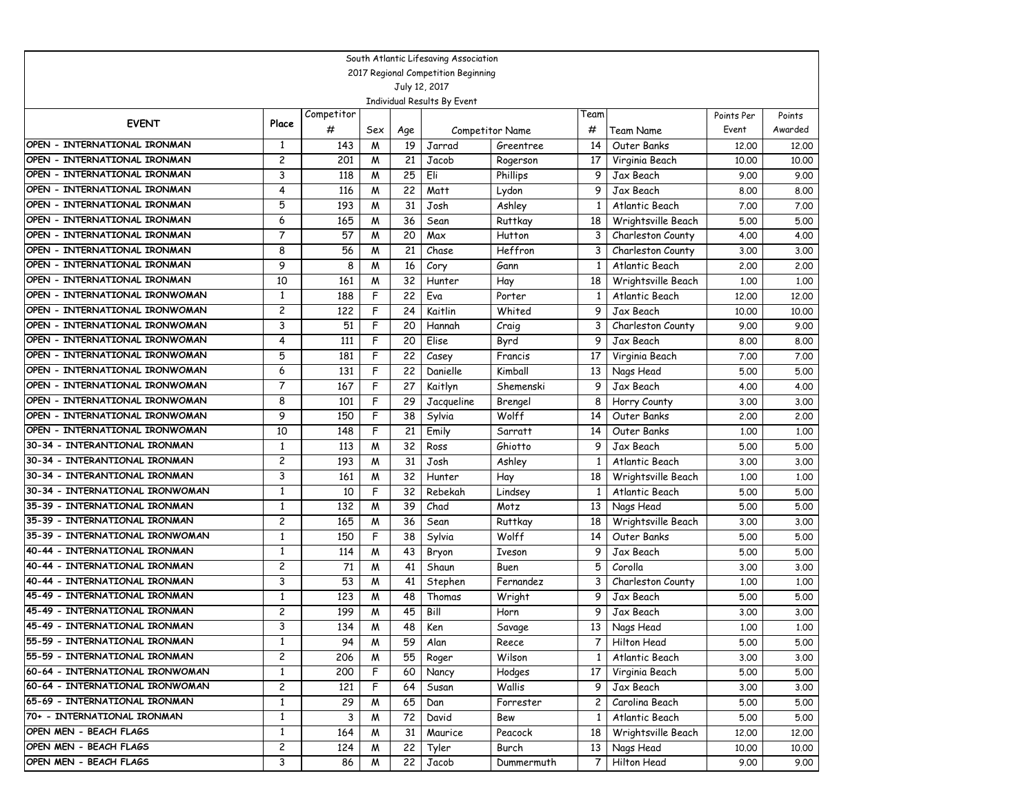South Atlantic Lifesaving Association

2017 Regional Competition Beginning

July 12, 2017

Individual Results By Event

| EVENT | Place | Competitor # | Sex | Age | Competitor Name | | Team # | Team Name | Points Per Event | Points Awarded |
|---|---|---|---|---|---|---|---|---|---|---|
| OPEN - INTERNATIONAL IRONMAN | 1 | 143 | M | 19 | Jarrad | Greentree | 14 | Outer Banks | 12.00 | 12.00 |
| OPEN - INTERNATIONAL IRONMAN | 2 | 201 | M | 21 | Jacob | Rogerson | 17 | Virginia Beach | 10.00 | 10.00 |
| OPEN - INTERNATIONAL IRONMAN | 3 | 118 | M | 25 | Eli | Phillips | 9 | Jax Beach | 9.00 | 9.00 |
| OPEN - INTERNATIONAL IRONMAN | 4 | 116 | M | 22 | Matt | Lydon | 9 | Jax Beach | 8.00 | 8.00 |
| OPEN - INTERNATIONAL IRONMAN | 5 | 193 | M | 31 | Josh | Ashley | 1 | Atlantic Beach | 7.00 | 7.00 |
| OPEN - INTERNATIONAL IRONMAN | 6 | 165 | M | 36 | Sean | Ruttkay | 18 | Wrightsville Beach | 5.00 | 5.00 |
| OPEN - INTERNATIONAL IRONMAN | 7 | 57 | M | 20 | Max | Hutton | 3 | Charleston County | 4.00 | 4.00 |
| OPEN - INTERNATIONAL IRONMAN | 8 | 56 | M | 21 | Chase | Heffron | 3 | Charleston County | 3.00 | 3.00 |
| OPEN - INTERNATIONAL IRONMAN | 9 | 8 | M | 16 | Cory | Gann | 1 | Atlantic Beach | 2.00 | 2.00 |
| OPEN - INTERNATIONAL IRONMAN | 10 | 161 | M | 32 | Hunter | Hay | 18 | Wrightsville Beach | 1.00 | 1.00 |
| OPEN - INTERNATIONAL IRONWOMAN | 1 | 188 | F | 22 | Eva | Porter | 1 | Atlantic Beach | 12.00 | 12.00 |
| OPEN - INTERNATIONAL IRONWOMAN | 2 | 122 | F | 24 | Kaitlin | Whited | 9 | Jax Beach | 10.00 | 10.00 |
| OPEN - INTERNATIONAL IRONWOMAN | 3 | 51 | F | 20 | Hannah | Craig | 3 | Charleston County | 9.00 | 9.00 |
| OPEN - INTERNATIONAL IRONWOMAN | 4 | 111 | F | 20 | Elise | Byrd | 9 | Jax Beach | 8.00 | 8.00 |
| OPEN - INTERNATIONAL IRONWOMAN | 5 | 181 | F | 22 | Casey | Francis | 17 | Virginia Beach | 7.00 | 7.00 |
| OPEN - INTERNATIONAL IRONWOMAN | 6 | 131 | F | 22 | Danielle | Kimball | 13 | Nags Head | 5.00 | 5.00 |
| OPEN - INTERNATIONAL IRONWOMAN | 7 | 167 | F | 27 | Kaitlyn | Shemenski | 9 | Jax Beach | 4.00 | 4.00 |
| OPEN - INTERNATIONAL IRONWOMAN | 8 | 101 | F | 29 | Jacqueline | Brengel | 8 | Horry County | 3.00 | 3.00 |
| OPEN - INTERNATIONAL IRONWOMAN | 9 | 150 | F | 38 | Sylvia | Wolff | 14 | Outer Banks | 2.00 | 2.00 |
| OPEN - INTERNATIONAL IRONWOMAN | 10 | 148 | F | 21 | Emily | Sarratt | 14 | Outer Banks | 1.00 | 1.00 |
| 30-34 - INTERANTIONAL IRONMAN | 1 | 113 | M | 32 | Ross | Ghiotto | 9 | Jax Beach | 5.00 | 5.00 |
| 30-34 - INTERANTIONAL IRONMAN | 2 | 193 | M | 31 | Josh | Ashley | 1 | Atlantic Beach | 3.00 | 3.00 |
| 30-34 - INTERANTIONAL IRONMAN | 3 | 161 | M | 32 | Hunter | Hay | 18 | Wrightsville Beach | 1.00 | 1.00 |
| 30-34 - INTERNATIONAL IRONWOMAN | 1 | 10 | F | 32 | Rebekah | Lindsey | 1 | Atlantic Beach | 5.00 | 5.00 |
| 35-39 - INTERNATIONAL IRONMAN | 1 | 132 | M | 39 | Chad | Motz | 13 | Nags Head | 5.00 | 5.00 |
| 35-39 - INTERNATIONAL IRONMAN | 2 | 165 | M | 36 | Sean | Ruttkay | 18 | Wrightsville Beach | 3.00 | 3.00 |
| 35-39 - INTERNATIONAL IRONWOMAN | 1 | 150 | F | 38 | Sylvia | Wolff | 14 | Outer Banks | 5.00 | 5.00 |
| 40-44 - INTERNATIONAL IRONMAN | 1 | 114 | M | 43 | Bryon | Iveson | 9 | Jax Beach | 5.00 | 5.00 |
| 40-44 - INTERNATIONAL IRONMAN | 2 | 71 | M | 41 | Shaun | Buen | 5 | Corolla | 3.00 | 3.00 |
| 40-44 - INTERNATIONAL IRONMAN | 3 | 53 | M | 41 | Stephen | Fernandez | 3 | Charleston County | 1.00 | 1.00 |
| 45-49 - INTERNATIONAL IRONMAN | 1 | 123 | M | 48 | Thomas | Wright | 9 | Jax Beach | 5.00 | 5.00 |
| 45-49 - INTERNATIONAL IRONMAN | 2 | 199 | M | 45 | Bill | Horn | 9 | Jax Beach | 3.00 | 3.00 |
| 45-49 - INTERNATIONAL IRONMAN | 3 | 134 | M | 48 | Ken | Savage | 13 | Nags Head | 1.00 | 1.00 |
| 55-59 - INTERNATIONAL IRONMAN | 1 | 94 | M | 59 | Alan | Reece | 7 | Hilton Head | 5.00 | 5.00 |
| 55-59 - INTERNATIONAL IRONMAN | 2 | 206 | M | 55 | Roger | Wilson | 1 | Atlantic Beach | 3.00 | 3.00 |
| 60-64 - INTERNATIONAL IRONWOMAN | 1 | 200 | F | 60 | Nancy | Hodges | 17 | Virginia Beach | 5.00 | 5.00 |
| 60-64 - INTERNATIONAL IRONWOMAN | 2 | 121 | F | 64 | Susan | Wallis | 9 | Jax Beach | 3.00 | 3.00 |
| 65-69 - INTERNATIONAL IRONMAN | 1 | 29 | M | 65 | Dan | Forrester | 2 | Carolina Beach | 5.00 | 5.00 |
| 70+ - INTERNATIONAL IRONMAN | 1 | 3 | M | 72 | David | Bew | 1 | Atlantic Beach | 5.00 | 5.00 |
| OPEN MEN - BEACH FLAGS | 1 | 164 | M | 31 | Maurice | Peacock | 18 | Wrightsville Beach | 12.00 | 12.00 |
| OPEN MEN - BEACH FLAGS | 2 | 124 | M | 22 | Tyler | Burch | 13 | Nags Head | 10.00 | 10.00 |
| OPEN MEN - BEACH FLAGS | 3 | 86 | M | 22 | Jacob | Dummermuth | 7 | Hilton Head | 9.00 | 9.00 |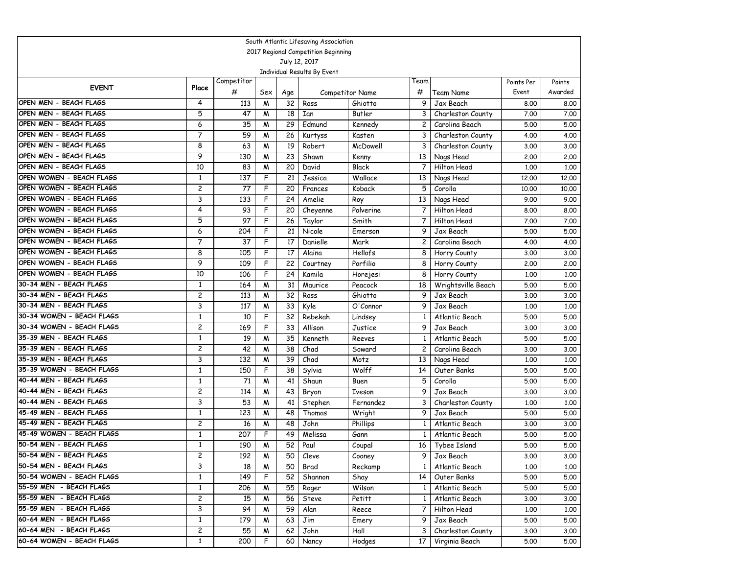South Atlantic Lifesaving Association

2017 Regional Competition Beginning

July 12, 2017

Individual Results By Event

| EVENT | Place | Competitor # | Sex | Age | Competitor Name | | Team # | Team Name | Points Per Event | Points Awarded |
|---|---|---|---|---|---|---|---|---|---|---|
| OPEN MEN - BEACH FLAGS | 4 | 113 | M | 32 | Ross | Ghiotto | 9 | Jax Beach | 8.00 | 8.00 |
| OPEN MEN - BEACH FLAGS | 5 | 47 | M | 18 | Ian | Butler | 3 | Charleston County | 7.00 | 7.00 |
| OPEN MEN - BEACH FLAGS | 6 | 35 | M | 29 | Edmund | Kennedy | 2 | Carolina Beach | 5.00 | 5.00 |
| OPEN MEN - BEACH FLAGS | 7 | 59 | M | 26 | Kurtyss | Kasten | 3 | Charleston County | 4.00 | 4.00 |
| OPEN MEN - BEACH FLAGS | 8 | 63 | M | 19 | Robert | McDowell | 3 | Charleston County | 3.00 | 3.00 |
| OPEN MEN - BEACH FLAGS | 9 | 130 | M | 23 | Shawn | Kenny | 13 | Nags Head | 2.00 | 2.00 |
| OPEN MEN - BEACH FLAGS | 10 | 83 | M | 20 | David | Black | 7 | Hilton Head | 1.00 | 1.00 |
| OPEN WOMEN - BEACH FLAGS | 1 | 137 | F | 21 | Jessica | Wallace | 13 | Nags Head | 12.00 | 12.00 |
| OPEN WOMEN - BEACH FLAGS | 2 | 77 | F | 20 | Frances | Koback | 5 | Corolla | 10.00 | 10.00 |
| OPEN WOMEN - BEACH FLAGS | 3 | 133 | F | 24 | Amelie | Roy | 13 | Nags Head | 9.00 | 9.00 |
| OPEN WOMEN - BEACH FLAGS | 4 | 93 | F | 20 | Cheyenne | Polverine | 7 | Hilton Head | 8.00 | 8.00 |
| OPEN WOMEN - BEACH FLAGS | 5 | 97 | F | 26 | Taylor | Smith | 7 | Hilton Head | 7.00 | 7.00 |
| OPEN WOMEN - BEACH FLAGS | 6 | 204 | F | 21 | Nicole | Emerson | 9 | Jax Beach | 5.00 | 5.00 |
| OPEN WOMEN - BEACH FLAGS | 7 | 37 | F | 17 | Danielle | Mark | 2 | Carolina Beach | 4.00 | 4.00 |
| OPEN WOMEN - BEACH FLAGS | 8 | 105 | F | 17 | Alaina | Hellofs | 8 | Horry County | 3.00 | 3.00 |
| OPEN WOMEN - BEACH FLAGS | 9 | 109 | F | 22 | Courtney | Porfilio | 8 | Horry County | 2.00 | 2.00 |
| OPEN WOMEN - BEACH FLAGS | 10 | 106 | F | 24 | Kamila | Horejesi | 8 | Horry County | 1.00 | 1.00 |
| 30-34 MEN - BEACH FLAGS | 1 | 164 | M | 31 | Maurice | Peacock | 18 | Wrightsville Beach | 5.00 | 5.00 |
| 30-34 MEN - BEACH FLAGS | 2 | 113 | M | 32 | Ross | Ghiotto | 9 | Jax Beach | 3.00 | 3.00 |
| 30-34 MEN - BEACH FLAGS | 3 | 117 | M | 33 | Kyle | O'Connor | 9 | Jax Beach | 1.00 | 1.00 |
| 30-34 WOMEN - BEACH FLAGS | 1 | 10 | F | 32 | Rebekah | Lindsey | 1 | Atlantic Beach | 5.00 | 5.00 |
| 30-34 WOMEN - BEACH FLAGS | 2 | 169 | F | 33 | Allison | Justice | 9 | Jax Beach | 3.00 | 3.00 |
| 35-39 MEN - BEACH FLAGS | 1 | 19 | M | 35 | Kenneth | Reeves | 1 | Atlantic Beach | 5.00 | 5.00 |
| 35-39 MEN - BEACH FLAGS | 2 | 42 | M | 38 | Chad | Soward | 2 | Carolina Beach | 3.00 | 3.00 |
| 35-39 MEN - BEACH FLAGS | 3 | 132 | M | 39 | Chad | Motz | 13 | Nags Head | 1.00 | 1.00 |
| 35-39 WOMEN - BEACH FLAGS | 1 | 150 | F | 38 | Sylvia | Wolff | 14 | Outer Banks | 5.00 | 5.00 |
| 40-44 MEN - BEACH FLAGS | 1 | 71 | M | 41 | Shaun | Buen | 5 | Corolla | 5.00 | 5.00 |
| 40-44 MEN - BEACH FLAGS | 2 | 114 | M | 43 | Bryon | Iveson | 9 | Jax Beach | 3.00 | 3.00 |
| 40-44 MEN - BEACH FLAGS | 3 | 53 | M | 41 | Stephen | Fernandez | 3 | Charleston County | 1.00 | 1.00 |
| 45-49 MEN - BEACH FLAGS | 1 | 123 | M | 48 | Thomas | Wright | 9 | Jax Beach | 5.00 | 5.00 |
| 45-49 MEN - BEACH FLAGS | 2 | 16 | M | 48 | John | Phillips | 1 | Atlantic Beach | 3.00 | 3.00 |
| 45-49 WOMEN - BEACH FLAGS | 1 | 207 | F | 49 | Melissa | Gann | 1 | Atlantic Beach | 5.00 | 5.00 |
| 50-54 MEN - BEACH FLAGS | 1 | 190 | M | 52 | Paul | Coupal | 16 | Tybee Island | 5.00 | 5.00 |
| 50-54 MEN - BEACH FLAGS | 2 | 192 | M | 50 | Cleve | Cooney | 9 | Jax Beach | 3.00 | 3.00 |
| 50-54 MEN - BEACH FLAGS | 3 | 18 | M | 50 | Brad | Reckamp | 1 | Atlantic Beach | 1.00 | 1.00 |
| 50-54 WOMEN - BEACH FLAGS | 1 | 149 | F | 52 | Shannon | Shay | 14 | Outer Banks | 5.00 | 5.00 |
| 55-59 MEN - BEACH FLAGS | 1 | 206 | M | 55 | Roger | Wilson | 1 | Atlantic Beach | 5.00 | 5.00 |
| 55-59 MEN - BEACH FLAGS | 2 | 15 | M | 56 | Steve | Petitt | 1 | Atlantic Beach | 3.00 | 3.00 |
| 55-59 MEN - BEACH FLAGS | 3 | 94 | M | 59 | Alan | Reece | 7 | Hilton Head | 1.00 | 1.00 |
| 60-64 MEN - BEACH FLAGS | 1 | 179 | M | 63 | Jim | Emery | 9 | Jax Beach | 5.00 | 5.00 |
| 60-64 MEN - BEACH FLAGS | 2 | 55 | M | 62 | John | Hall | 3 | Charleston County | 3.00 | 3.00 |
| 60-64 WOMEN - BEACH FLAGS | 1 | 200 | F | 60 | Nancy | Hodges | 17 | Virginia Beach | 5.00 | 5.00 |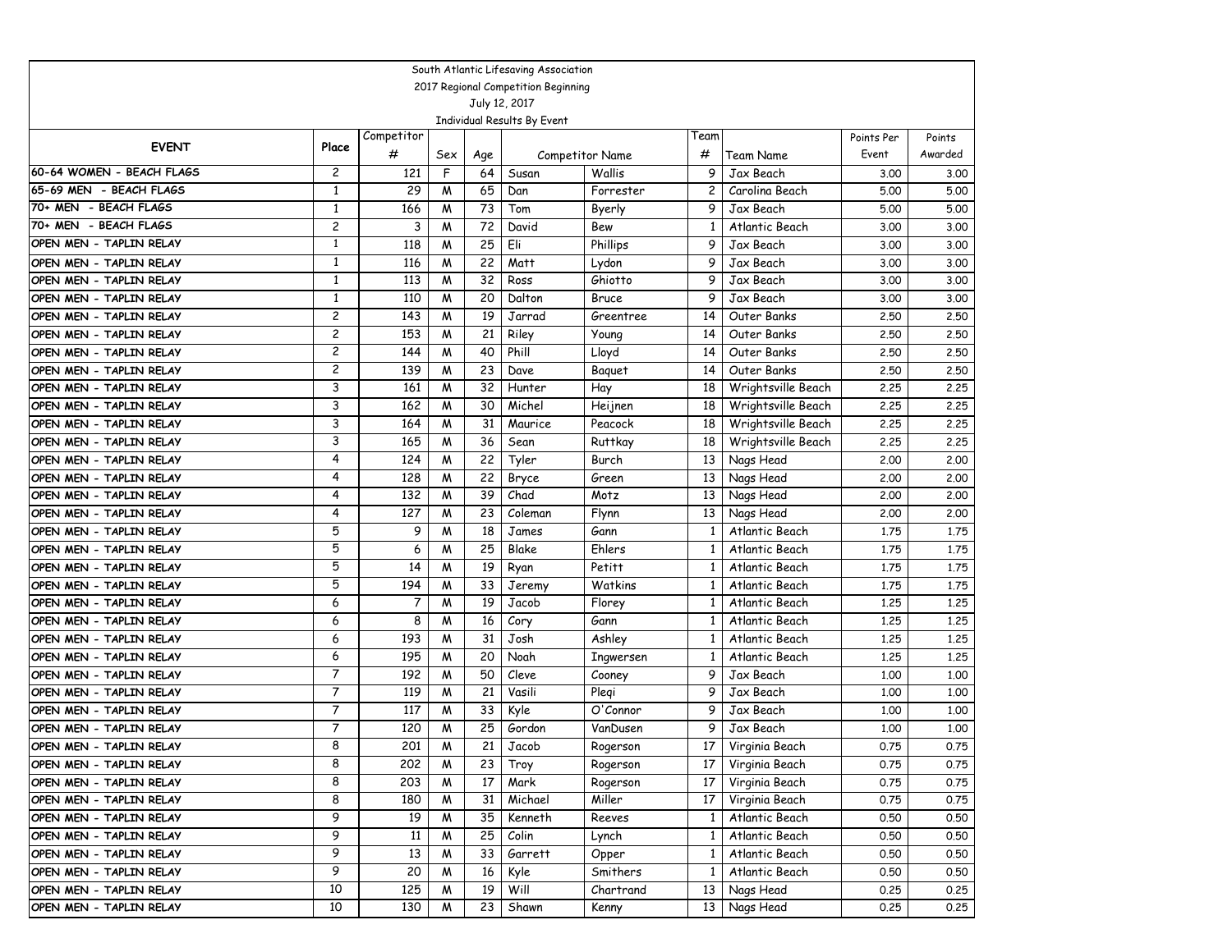South Atlantic Lifesaving Association
2017 Regional Competition Beginning
July 12, 2017
Individual Results By Event

| EVENT | Place | Competitor # | Sex | Age | Competitor Name | | Team # | Team Name | Points Per Event | Points Awarded |
|---|---|---|---|---|---|---|---|---|---|---|
| 60-64 WOMEN - BEACH FLAGS | 2 | 121 | F | 64 | Susan | Wallis | 9 | Jax Beach | 3.00 | 3.00 |
| 65-69 MEN - BEACH FLAGS | 1 | 29 | M | 65 | Dan | Forrester | 2 | Carolina Beach | 5.00 | 5.00 |
| 70+ MEN - BEACH FLAGS | 1 | 166 | M | 73 | Tom | Byerly | 9 | Jax Beach | 5.00 | 5.00 |
| 70+ MEN - BEACH FLAGS | 2 | 3 | M | 72 | David | Bew | 1 | Atlantic Beach | 3.00 | 3.00 |
| OPEN MEN - TAPLIN RELAY | 1 | 118 | M | 25 | Eli | Phillips | 9 | Jax Beach | 3.00 | 3.00 |
| OPEN MEN - TAPLIN RELAY | 1 | 116 | M | 22 | Matt | Lydon | 9 | Jax Beach | 3.00 | 3.00 |
| OPEN MEN - TAPLIN RELAY | 1 | 113 | M | 32 | Ross | Ghiotto | 9 | Jax Beach | 3.00 | 3.00 |
| OPEN MEN - TAPLIN RELAY | 1 | 110 | M | 20 | Dalton | Bruce | 9 | Jax Beach | 3.00 | 3.00 |
| OPEN MEN - TAPLIN RELAY | 2 | 143 | M | 19 | Jarrad | Greentree | 14 | Outer Banks | 2.50 | 2.50 |
| OPEN MEN - TAPLIN RELAY | 2 | 153 | M | 21 | Riley | Young | 14 | Outer Banks | 2.50 | 2.50 |
| OPEN MEN - TAPLIN RELAY | 2 | 144 | M | 40 | Phill | Lloyd | 14 | Outer Banks | 2.50 | 2.50 |
| OPEN MEN - TAPLIN RELAY | 2 | 139 | M | 23 | Dave | Baquet | 14 | Outer Banks | 2.50 | 2.50 |
| OPEN MEN - TAPLIN RELAY | 3 | 161 | M | 32 | Hunter | Hay | 18 | Wrightsville Beach | 2.25 | 2.25 |
| OPEN MEN - TAPLIN RELAY | 3 | 162 | M | 30 | Michel | Heijnen | 18 | Wrightsville Beach | 2.25 | 2.25 |
| OPEN MEN - TAPLIN RELAY | 3 | 164 | M | 31 | Maurice | Peacock | 18 | Wrightsville Beach | 2.25 | 2.25 |
| OPEN MEN - TAPLIN RELAY | 3 | 165 | M | 36 | Sean | Ruttkay | 18 | Wrightsville Beach | 2.25 | 2.25 |
| OPEN MEN - TAPLIN RELAY | 4 | 124 | M | 22 | Tyler | Burch | 13 | Nags Head | 2.00 | 2.00 |
| OPEN MEN - TAPLIN RELAY | 4 | 128 | M | 22 | Bryce | Green | 13 | Nags Head | 2.00 | 2.00 |
| OPEN MEN - TAPLIN RELAY | 4 | 132 | M | 39 | Chad | Motz | 13 | Nags Head | 2.00 | 2.00 |
| OPEN MEN - TAPLIN RELAY | 4 | 127 | M | 23 | Coleman | Flynn | 13 | Nags Head | 2.00 | 2.00 |
| OPEN MEN - TAPLIN RELAY | 5 | 9 | M | 18 | James | Gann | 1 | Atlantic Beach | 1.75 | 1.75 |
| OPEN MEN - TAPLIN RELAY | 5 | 6 | M | 25 | Blake | Ehlers | 1 | Atlantic Beach | 1.75 | 1.75 |
| OPEN MEN - TAPLIN RELAY | 5 | 14 | M | 19 | Ryan | Petitt | 1 | Atlantic Beach | 1.75 | 1.75 |
| OPEN MEN - TAPLIN RELAY | 5 | 194 | M | 33 | Jeremy | Watkins | 1 | Atlantic Beach | 1.75 | 1.75 |
| OPEN MEN - TAPLIN RELAY | 6 | 7 | M | 19 | Jacob | Florey | 1 | Atlantic Beach | 1.25 | 1.25 |
| OPEN MEN - TAPLIN RELAY | 6 | 8 | M | 16 | Cory | Gann | 1 | Atlantic Beach | 1.25 | 1.25 |
| OPEN MEN - TAPLIN RELAY | 6 | 193 | M | 31 | Josh | Ashley | 1 | Atlantic Beach | 1.25 | 1.25 |
| OPEN MEN - TAPLIN RELAY | 6 | 195 | M | 20 | Noah | Ingwersen | 1 | Atlantic Beach | 1.25 | 1.25 |
| OPEN MEN - TAPLIN RELAY | 7 | 192 | M | 50 | Cleve | Cooney | 9 | Jax Beach | 1.00 | 1.00 |
| OPEN MEN - TAPLIN RELAY | 7 | 119 | M | 21 | Vasili | Pleqi | 9 | Jax Beach | 1.00 | 1.00 |
| OPEN MEN - TAPLIN RELAY | 7 | 117 | M | 33 | Kyle | O'Connor | 9 | Jax Beach | 1.00 | 1.00 |
| OPEN MEN - TAPLIN RELAY | 7 | 120 | M | 25 | Gordon | VanDusen | 9 | Jax Beach | 1.00 | 1.00 |
| OPEN MEN - TAPLIN RELAY | 8 | 201 | M | 21 | Jacob | Rogerson | 17 | Virginia Beach | 0.75 | 0.75 |
| OPEN MEN - TAPLIN RELAY | 8 | 202 | M | 23 | Troy | Rogerson | 17 | Virginia Beach | 0.75 | 0.75 |
| OPEN MEN - TAPLIN RELAY | 8 | 203 | M | 17 | Mark | Rogerson | 17 | Virginia Beach | 0.75 | 0.75 |
| OPEN MEN - TAPLIN RELAY | 8 | 180 | M | 31 | Michael | Miller | 17 | Virginia Beach | 0.75 | 0.75 |
| OPEN MEN - TAPLIN RELAY | 9 | 19 | M | 35 | Kenneth | Reeves | 1 | Atlantic Beach | 0.50 | 0.50 |
| OPEN MEN - TAPLIN RELAY | 9 | 11 | M | 25 | Colin | Lynch | 1 | Atlantic Beach | 0.50 | 0.50 |
| OPEN MEN - TAPLIN RELAY | 9 | 13 | M | 33 | Garrett | Opper | 1 | Atlantic Beach | 0.50 | 0.50 |
| OPEN MEN - TAPLIN RELAY | 9 | 20 | M | 16 | Kyle | Smithers | 1 | Atlantic Beach | 0.50 | 0.50 |
| OPEN MEN - TAPLIN RELAY | 10 | 125 | M | 19 | Will | Chartrand | 13 | Nags Head | 0.25 | 0.25 |
| OPEN MEN - TAPLIN RELAY | 10 | 130 | M | 23 | Shawn | Kenny | 13 | Nags Head | 0.25 | 0.25 |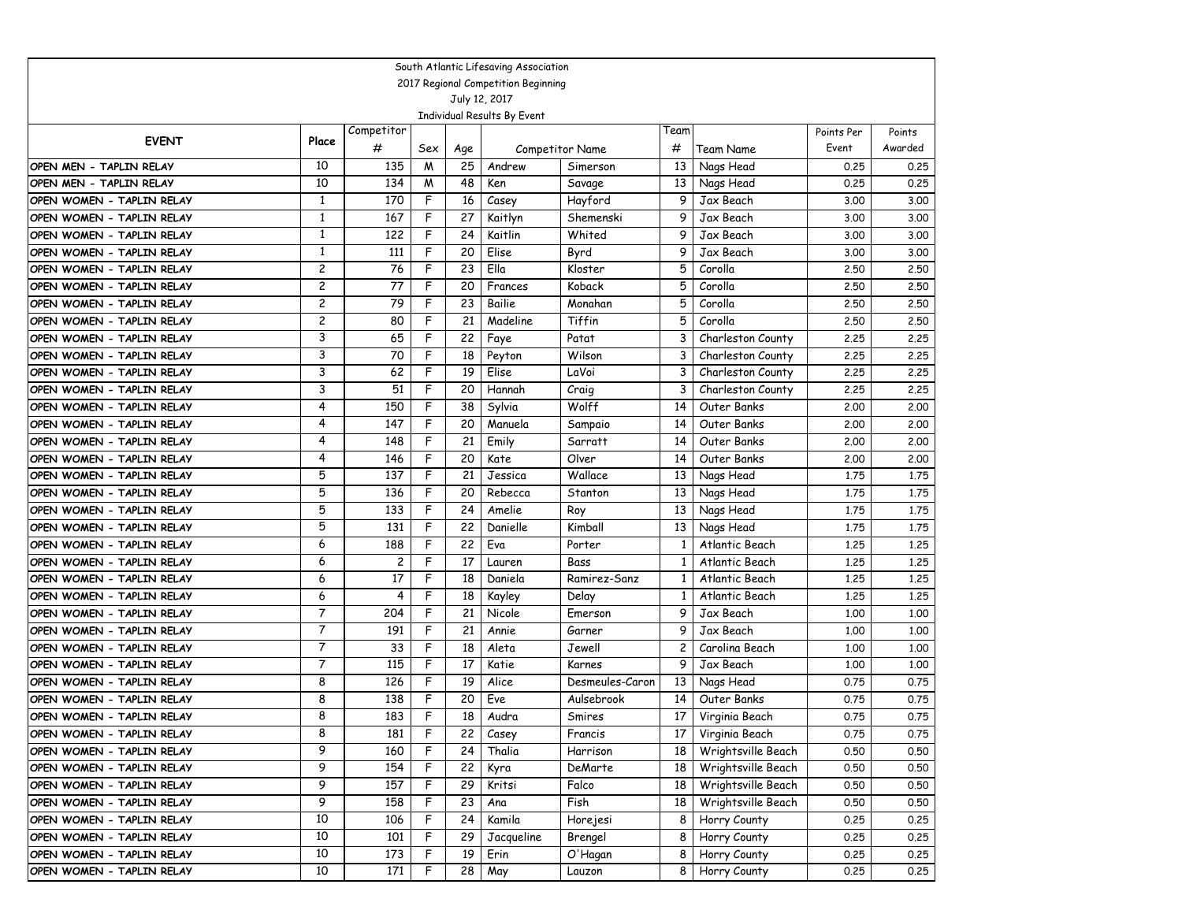South Atlantic Lifesaving Association

2017 Regional Competition Beginning

July 12, 2017

Individual Results By Event

| EVENT | Place | Competitor # | Sex | Age | Competitor Name | | Team # | Team Name | Points Per Event | Points Awarded |
|---|---|---|---|---|---|---|---|---|---|---|
| OPEN MEN - TAPLIN RELAY | 10 | 135 | M | 25 | Andrew | Simerson | 13 | Nags Head | 0.25 | 0.25 |
| OPEN MEN - TAPLIN RELAY | 10 | 134 | M | 48 | Ken | Savage | 13 | Nags Head | 0.25 | 0.25 |
| OPEN WOMEN - TAPLIN RELAY | 1 | 170 | F | 16 | Casey | Hayford | 9 | Jax Beach | 3.00 | 3.00 |
| OPEN WOMEN - TAPLIN RELAY | 1 | 167 | F | 27 | Kaitlyn | Shemenski | 9 | Jax Beach | 3.00 | 3.00 |
| OPEN WOMEN - TAPLIN RELAY | 1 | 122 | F | 24 | Kaitlin | Whited | 9 | Jax Beach | 3.00 | 3.00 |
| OPEN WOMEN - TAPLIN RELAY | 1 | 111 | F | 20 | Elise | Byrd | 9 | Jax Beach | 3.00 | 3.00 |
| OPEN WOMEN - TAPLIN RELAY | 2 | 76 | F | 23 | Ella | Kloster | 5 | Corolla | 2.50 | 2.50 |
| OPEN WOMEN - TAPLIN RELAY | 2 | 77 | F | 20 | Frances | Koback | 5 | Corolla | 2.50 | 2.50 |
| OPEN WOMEN - TAPLIN RELAY | 2 | 79 | F | 23 | Bailie | Monahan | 5 | Corolla | 2.50 | 2.50 |
| OPEN WOMEN - TAPLIN RELAY | 2 | 80 | F | 21 | Madeline | Tiffin | 5 | Corolla | 2.50 | 2.50 |
| OPEN WOMEN - TAPLIN RELAY | 3 | 65 | F | 22 | Faye | Patat | 3 | Charleston County | 2.25 | 2.25 |
| OPEN WOMEN - TAPLIN RELAY | 3 | 70 | F | 18 | Peyton | Wilson | 3 | Charleston County | 2.25 | 2.25 |
| OPEN WOMEN - TAPLIN RELAY | 3 | 62 | F | 19 | Elise | LaVoi | 3 | Charleston County | 2.25 | 2.25 |
| OPEN WOMEN - TAPLIN RELAY | 3 | 51 | F | 20 | Hannah | Craig | 3 | Charleston County | 2.25 | 2.25 |
| OPEN WOMEN - TAPLIN RELAY | 4 | 150 | F | 38 | Sylvia | Wolff | 14 | Outer Banks | 2.00 | 2.00 |
| OPEN WOMEN - TAPLIN RELAY | 4 | 147 | F | 20 | Manuela | Sampaio | 14 | Outer Banks | 2.00 | 2.00 |
| OPEN WOMEN - TAPLIN RELAY | 4 | 148 | F | 21 | Emily | Sarratt | 14 | Outer Banks | 2.00 | 2.00 |
| OPEN WOMEN - TAPLIN RELAY | 4 | 146 | F | 20 | Kate | Olver | 14 | Outer Banks | 2.00 | 2.00 |
| OPEN WOMEN - TAPLIN RELAY | 5 | 137 | F | 21 | Jessica | Wallace | 13 | Nags Head | 1.75 | 1.75 |
| OPEN WOMEN - TAPLIN RELAY | 5 | 136 | F | 20 | Rebecca | Stanton | 13 | Nags Head | 1.75 | 1.75 |
| OPEN WOMEN - TAPLIN RELAY | 5 | 133 | F | 24 | Amelie | Roy | 13 | Nags Head | 1.75 | 1.75 |
| OPEN WOMEN - TAPLIN RELAY | 5 | 131 | F | 22 | Danielle | Kimball | 13 | Nags Head | 1.75 | 1.75 |
| OPEN WOMEN - TAPLIN RELAY | 6 | 188 | F | 22 | Eva | Porter | 1 | Atlantic Beach | 1.25 | 1.25 |
| OPEN WOMEN - TAPLIN RELAY | 6 | 2 | F | 17 | Lauren | Bass | 1 | Atlantic Beach | 1.25 | 1.25 |
| OPEN WOMEN - TAPLIN RELAY | 6 | 17 | F | 18 | Daniela | Ramirez-Sanz | 1 | Atlantic Beach | 1.25 | 1.25 |
| OPEN WOMEN - TAPLIN RELAY | 6 | 4 | F | 18 | Kayley | Delay | 1 | Atlantic Beach | 1.25 | 1.25 |
| OPEN WOMEN - TAPLIN RELAY | 7 | 204 | F | 21 | Nicole | Emerson | 9 | Jax Beach | 1.00 | 1.00 |
| OPEN WOMEN - TAPLIN RELAY | 7 | 191 | F | 21 | Annie | Garner | 9 | Jax Beach | 1.00 | 1.00 |
| OPEN WOMEN - TAPLIN RELAY | 7 | 33 | F | 18 | Aleta | Jewell | 2 | Carolina Beach | 1.00 | 1.00 |
| OPEN WOMEN - TAPLIN RELAY | 7 | 115 | F | 17 | Katie | Karnes | 9 | Jax Beach | 1.00 | 1.00 |
| OPEN WOMEN - TAPLIN RELAY | 8 | 126 | F | 19 | Alice | Desmeules-Caron | 13 | Nags Head | 0.75 | 0.75 |
| OPEN WOMEN - TAPLIN RELAY | 8 | 138 | F | 20 | Eve | Aulsebrook | 14 | Outer Banks | 0.75 | 0.75 |
| OPEN WOMEN - TAPLIN RELAY | 8 | 183 | F | 18 | Audra | Smires | 17 | Virginia Beach | 0.75 | 0.75 |
| OPEN WOMEN - TAPLIN RELAY | 8 | 181 | F | 22 | Casey | Francis | 17 | Virginia Beach | 0.75 | 0.75 |
| OPEN WOMEN - TAPLIN RELAY | 9 | 160 | F | 24 | Thalia | Harrison | 18 | Wrightsville Beach | 0.50 | 0.50 |
| OPEN WOMEN - TAPLIN RELAY | 9 | 154 | F | 22 | Kyra | DeMarte | 18 | Wrightsville Beach | 0.50 | 0.50 |
| OPEN WOMEN - TAPLIN RELAY | 9 | 157 | F | 29 | Kritsi | Falco | 18 | Wrightsville Beach | 0.50 | 0.50 |
| OPEN WOMEN - TAPLIN RELAY | 9 | 158 | F | 23 | Ana | Fish | 18 | Wrightsville Beach | 0.50 | 0.50 |
| OPEN WOMEN - TAPLIN RELAY | 10 | 106 | F | 24 | Kamila | Horejesi | 8 | Horry County | 0.25 | 0.25 |
| OPEN WOMEN - TAPLIN RELAY | 10 | 101 | F | 29 | Jacqueline | Brengel | 8 | Horry County | 0.25 | 0.25 |
| OPEN WOMEN - TAPLIN RELAY | 10 | 173 | F | 19 | Erin | O'Hagan | 8 | Horry County | 0.25 | 0.25 |
| OPEN WOMEN - TAPLIN RELAY | 10 | 171 | F | 28 | May | Lauzon | 8 | Horry County | 0.25 | 0.25 |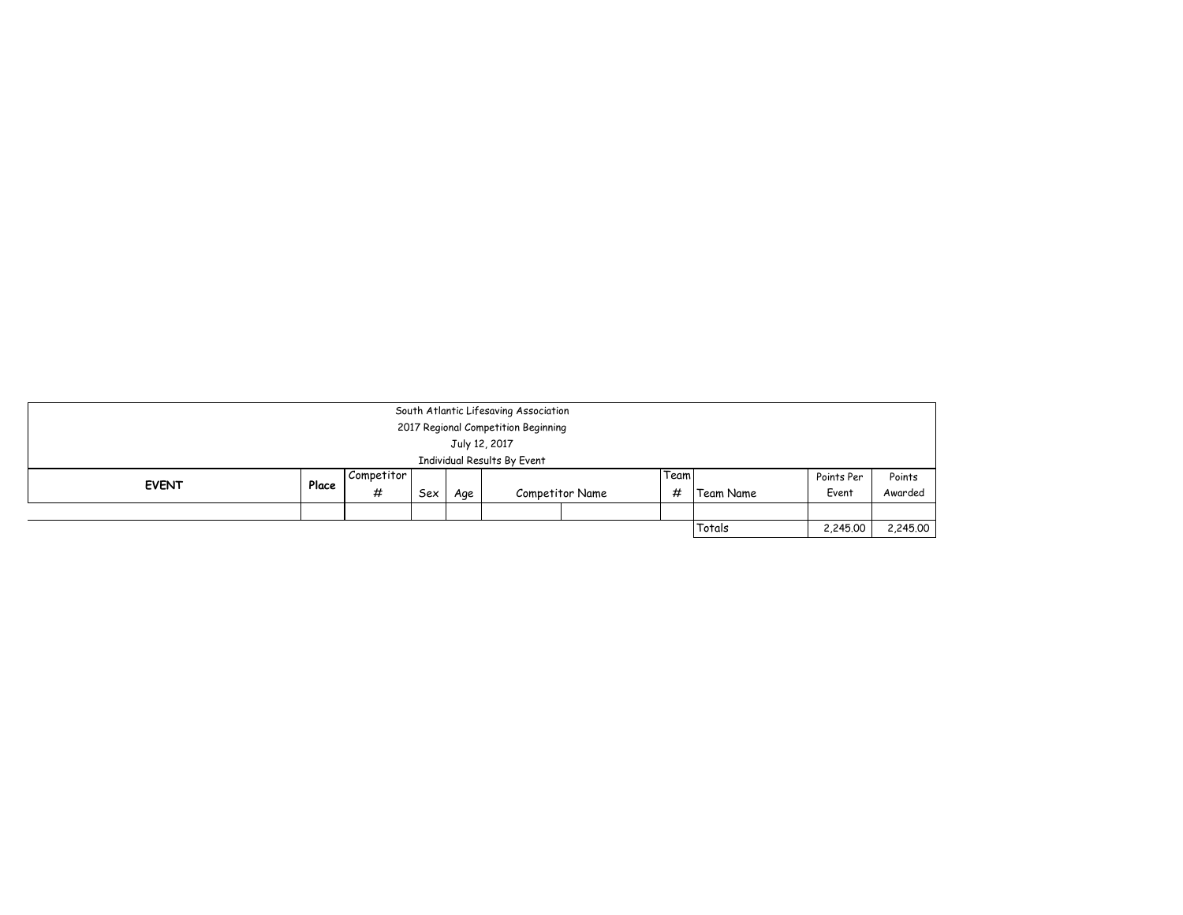South Atlantic Lifesaving Association

2017 Regional Competition Beginning

July 12, 2017

Individual Results By Event

| EVENT | Place | Competitor # | Sex | Age | Competitor Name | | Team # | Team Name | Points Per Event | Points Awarded |
|---|---|---|---|---|---|---|---|---|---|---|
| | | | | | | | | | | |
| | | | | | | | | Totals | 2,245.00 | 2,245.00 |